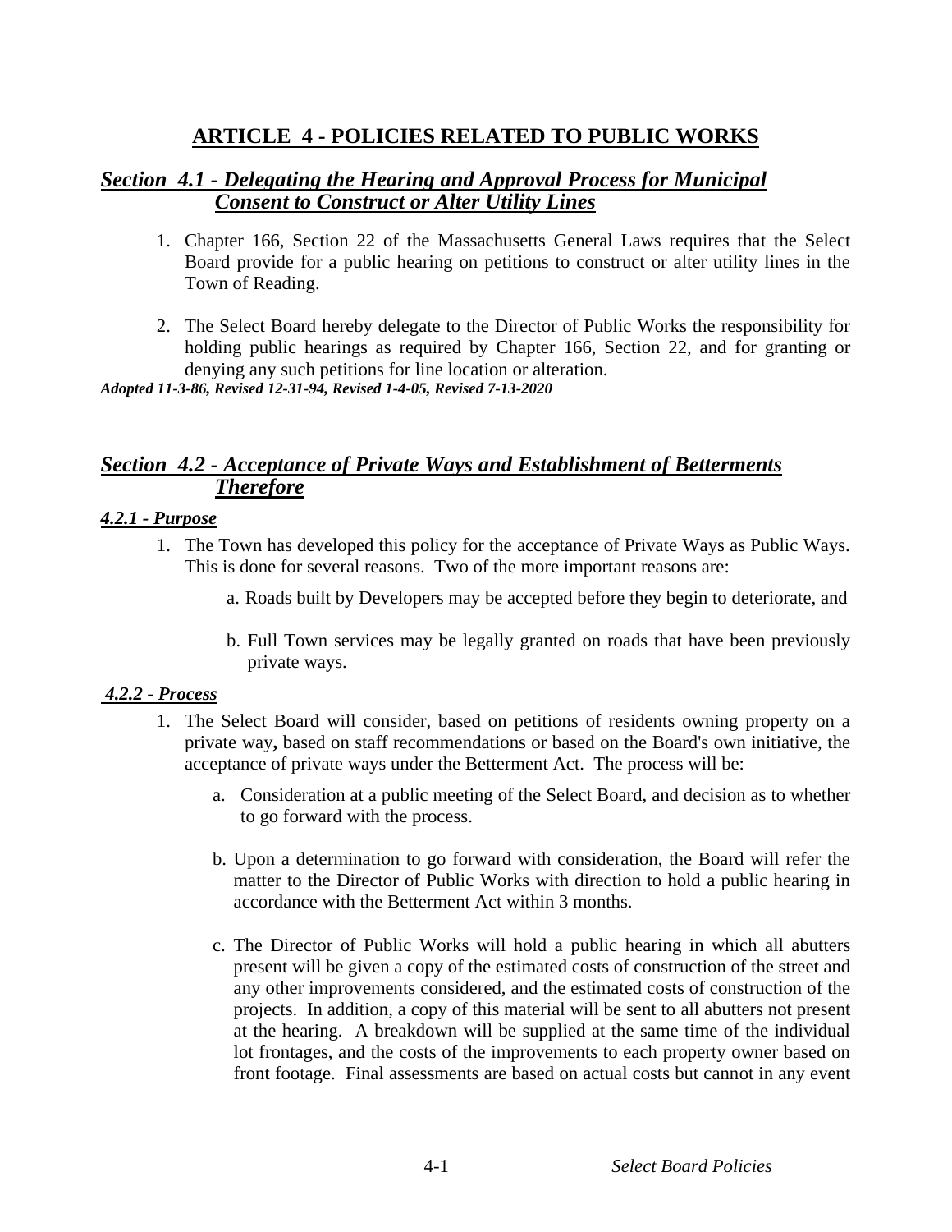# ARTICLE 4 - POLICIES RELATED TO PUBLIC WORKS

## *Section 4.1 - Delegating the Hearing and Approval Process for Municipal Consent to Construct or Alter Utility Lines*

1. Chapter 166, Section 22 of the Massachusetts General Laws requires that the Select Board provide for a public hearing on petitions to construct or alter utility lines in the Town of Reading.

2. The Select Board hereby delegate to the Director of Public Works the responsibility for holding public hearings as required by Chapter 166, Section 22, and for granting or denying any such petitions for line location or alteration.

***Adopted 11-3-86, Revised 12-31-94, Revised 1-4-05, Revised 7-13-2020***

## *Section 4.2 - Acceptance of Private Ways and Establishment of Betterments Therefore*

### *4.2.1 - Purpose*

1. The Town has developed this policy for the acceptance of Private Ways as Public Ways. This is done for several reasons. Two of the more important reasons are:

   a. Roads built by Developers may be accepted before they begin to deteriorate, and

   b. Full Town services may be legally granted on roads that have been previously private ways.

### *4.2.2 - Process*

1. The Select Board will consider, based on petitions of residents owning property on a private way**,** based on staff recommendations or based on the Board's own initiative, the acceptance of private ways under the Betterment Act. The process will be:

   a. Consideration at a public meeting of the Select Board, and decision as to whether to go forward with the process.

   b. Upon a determination to go forward with consideration, the Board will refer the matter to the Director of Public Works with direction to hold a public hearing in accordance with the Betterment Act within 3 months.

   c. The Director of Public Works will hold a public hearing in which all abutters present will be given a copy of the estimated costs of construction of the street and any other improvements considered, and the estimated costs of construction of the projects. In addition, a copy of this material will be sent to all abutters not present at the hearing. A breakdown will be supplied at the same time of the individual lot frontages, and the costs of the improvements to each property owner based on front footage. Final assessments are based on actual costs but cannot in any event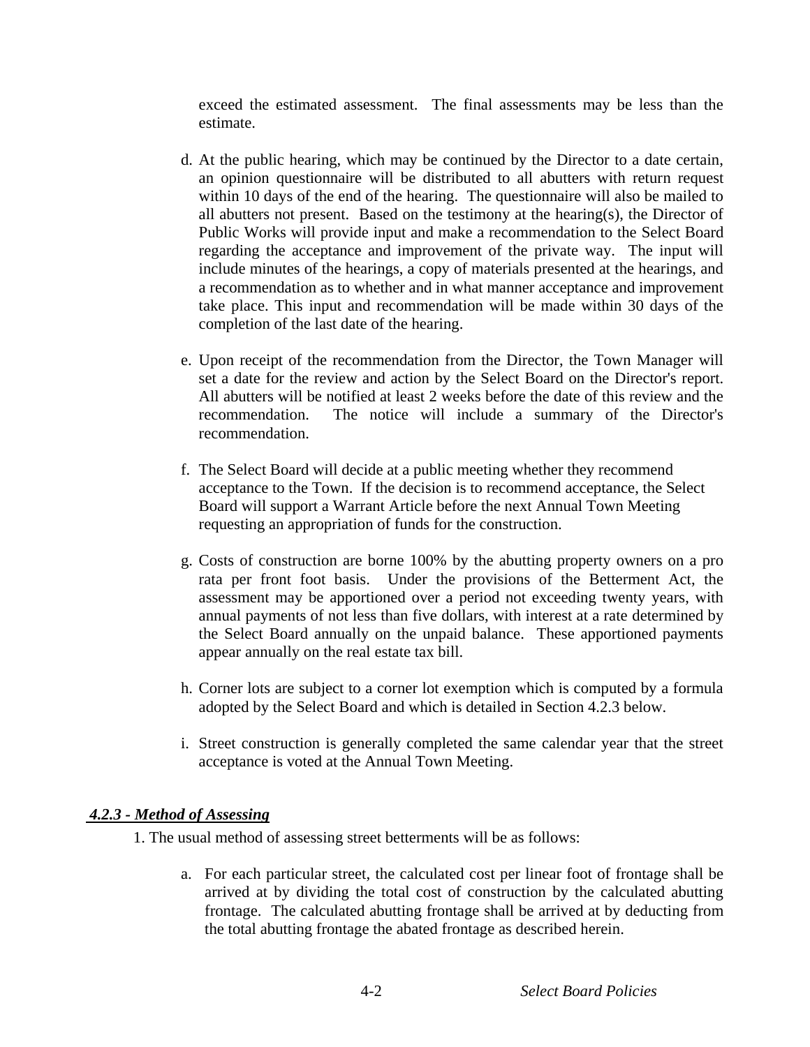exceed the estimated assessment. The final assessments may be less than the estimate.

d. At the public hearing, which may be continued by the Director to a date certain, an opinion questionnaire will be distributed to all abutters with return request within 10 days of the end of the hearing. The questionnaire will also be mailed to all abutters not present. Based on the testimony at the hearing(s), the Director of Public Works will provide input and make a recommendation to the Select Board regarding the acceptance and improvement of the private way. The input will include minutes of the hearings, a copy of materials presented at the hearings, and a recommendation as to whether and in what manner acceptance and improvement take place. This input and recommendation will be made within 30 days of the completion of the last date of the hearing.

e. Upon receipt of the recommendation from the Director, the Town Manager will set a date for the review and action by the Select Board on the Director's report. All abutters will be notified at least 2 weeks before the date of this review and the recommendation. The notice will include a summary of the Director's recommendation.

f. The Select Board will decide at a public meeting whether they recommend acceptance to the Town. If the decision is to recommend acceptance, the Select Board will support a Warrant Article before the next Annual Town Meeting requesting an appropriation of funds for the construction.

g. Costs of construction are borne 100% by the abutting property owners on a pro rata per front foot basis. Under the provisions of the Betterment Act, the assessment may be apportioned over a period not exceeding twenty years, with annual payments of not less than five dollars, with interest at a rate determined by the Select Board annually on the unpaid balance. These apportioned payments appear annually on the real estate tax bill.

h. Corner lots are subject to a corner lot exemption which is computed by a formula adopted by the Select Board and which is detailed in Section 4.2.3 below.

i. Street construction is generally completed the same calendar year that the street acceptance is voted at the Annual Town Meeting.

### ***4.2.3 - Method of Assessing***

1. The usual method of assessing street betterments will be as follows:

   a. For each particular street, the calculated cost per linear foot of frontage shall be arrived at by dividing the total cost of construction by the calculated abutting frontage. The calculated abutting frontage shall be arrived at by deducting from the total abutting frontage the abated frontage as described herein.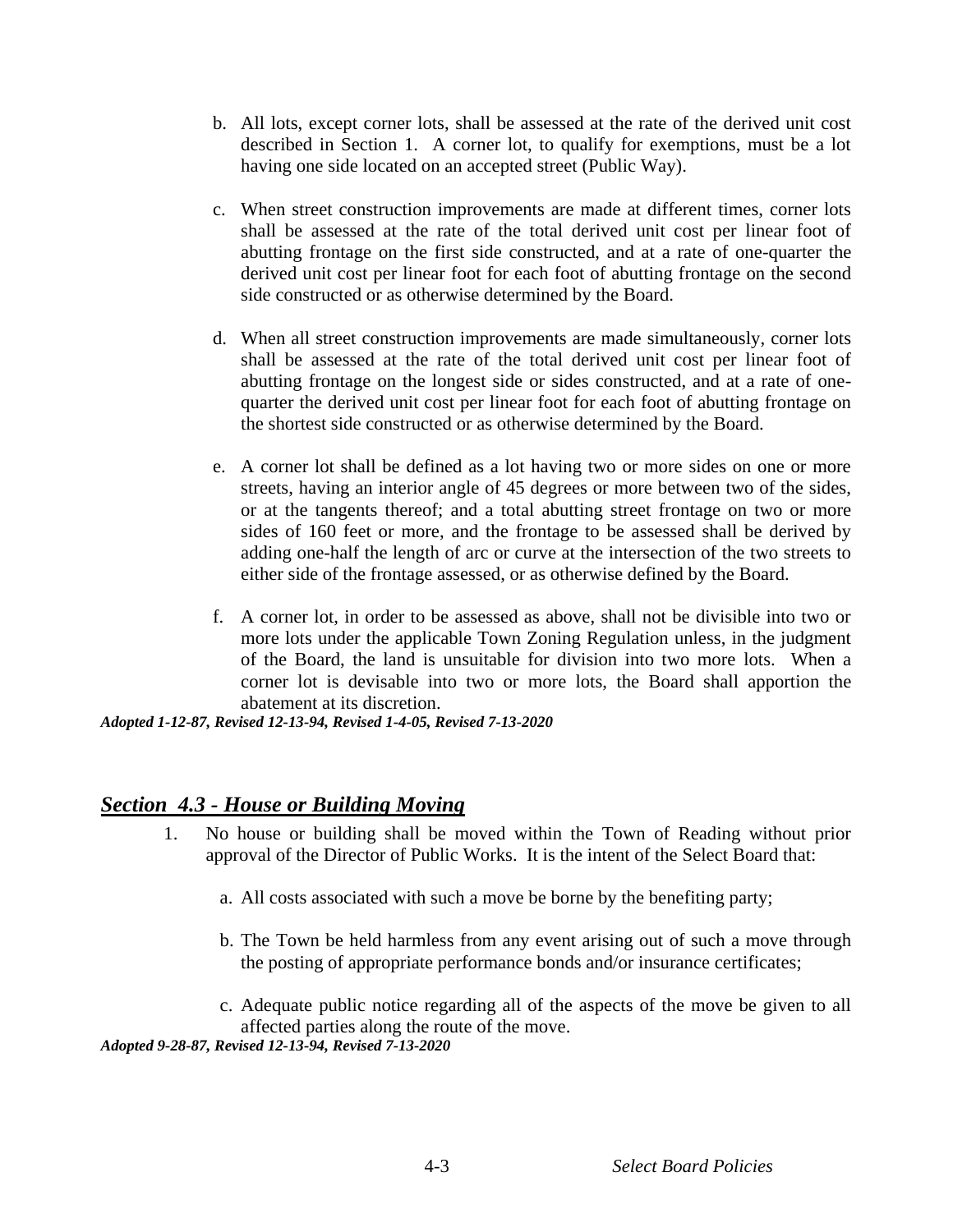b. All lots, except corner lots, shall be assessed at the rate of the derived unit cost described in Section 1. A corner lot, to qualify for exemptions, must be a lot having one side located on an accepted street (Public Way).

c. When street construction improvements are made at different times, corner lots shall be assessed at the rate of the total derived unit cost per linear foot of abutting frontage on the first side constructed, and at a rate of one-quarter the derived unit cost per linear foot for each foot of abutting frontage on the second side constructed or as otherwise determined by the Board.

d. When all street construction improvements are made simultaneously, corner lots shall be assessed at the rate of the total derived unit cost per linear foot of abutting frontage on the longest side or sides constructed, and at a rate of one-quarter the derived unit cost per linear foot for each foot of abutting frontage on the shortest side constructed or as otherwise determined by the Board.

e. A corner lot shall be defined as a lot having two or more sides on one or more streets, having an interior angle of 45 degrees or more between two of the sides, or at the tangents thereof; and a total abutting street frontage on two or more sides of 160 feet or more, and the frontage to be assessed shall be derived by adding one-half the length of arc or curve at the intersection of the two streets to either side of the frontage assessed, or as otherwise defined by the Board.

f. A corner lot, in order to be assessed as above, shall not be divisible into two or more lots under the applicable Town Zoning Regulation unless, in the judgment of the Board, the land is unsuitable for division into two more lots. When a corner lot is devisable into two or more lots, the Board shall apportion the abatement at its discretion.

***Adopted 1-12-87, Revised 12-13-94, Revised 1-4-05, Revised 7-13-2020***

## ***Section 4.3 - House or Building Moving***

1. No house or building shall be moved within the Town of Reading without prior approval of the Director of Public Works. It is the intent of the Select Board that:

   a. All costs associated with such a move be borne by the benefiting party;

   b. The Town be held harmless from any event arising out of such a move through the posting of appropriate performance bonds and/or insurance certificates;

   c. Adequate public notice regarding all of the aspects of the move be given to all affected parties along the route of the move.

***Adopted 9-28-87, Revised 12-13-94, Revised 7-13-2020***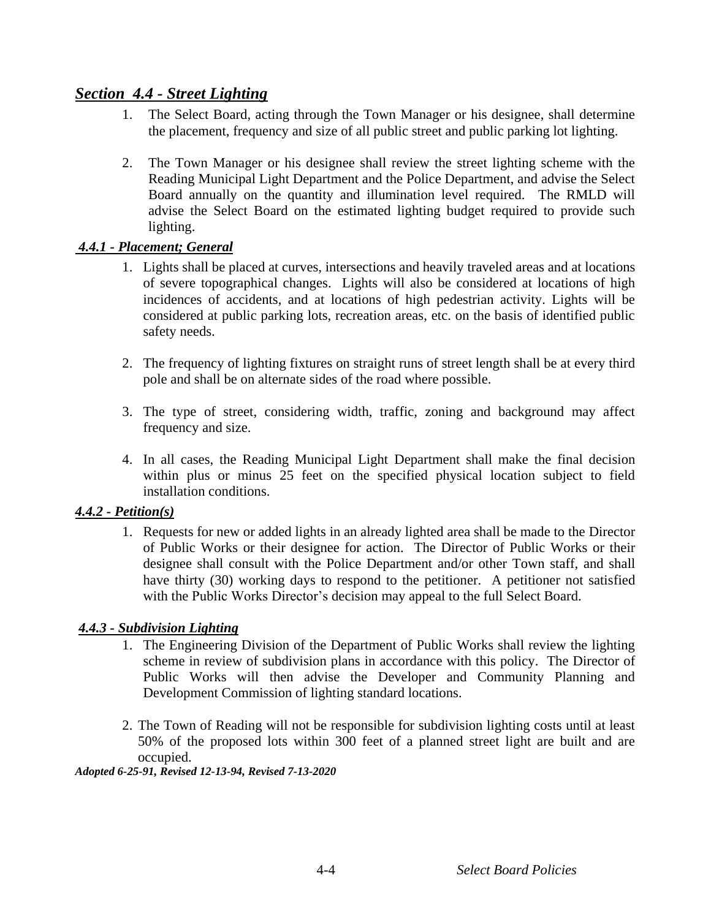## *Section 4.4 - Street Lighting*

1. The Select Board, acting through the Town Manager or his designee, shall determine the placement, frequency and size of all public street and public parking lot lighting.

2. The Town Manager or his designee shall review the street lighting scheme with the Reading Municipal Light Department and the Police Department, and advise the Select Board annually on the quantity and illumination level required. The RMLD will advise the Select Board on the estimated lighting budget required to provide such lighting.

### *4.4.1 - Placement; General*

1. Lights shall be placed at curves, intersections and heavily traveled areas and at locations of severe topographical changes. Lights will also be considered at locations of high incidences of accidents, and at locations of high pedestrian activity. Lights will be considered at public parking lots, recreation areas, etc. on the basis of identified public safety needs.

2. The frequency of lighting fixtures on straight runs of street length shall be at every third pole and shall be on alternate sides of the road where possible.

3. The type of street, considering width, traffic, zoning and background may affect frequency and size.

4. In all cases, the Reading Municipal Light Department shall make the final decision within plus or minus 25 feet on the specified physical location subject to field installation conditions.

### *4.4.2 - Petition(s)*

1. Requests for new or added lights in an already lighted area shall be made to the Director of Public Works or their designee for action. The Director of Public Works or their designee shall consult with the Police Department and/or other Town staff, and shall have thirty (30) working days to respond to the petitioner. A petitioner not satisfied with the Public Works Director's decision may appeal to the full Select Board.

### *4.4.3 - Subdivision Lighting*

1. The Engineering Division of the Department of Public Works shall review the lighting scheme in review of subdivision plans in accordance with this policy. The Director of Public Works will then advise the Developer and Community Planning and Development Commission of lighting standard locations.

2. The Town of Reading will not be responsible for subdivision lighting costs until at least 50% of the proposed lots within 300 feet of a planned street light are built and are occupied.

***Adopted 6-25-91, Revised 12-13-94, Revised 7-13-2020***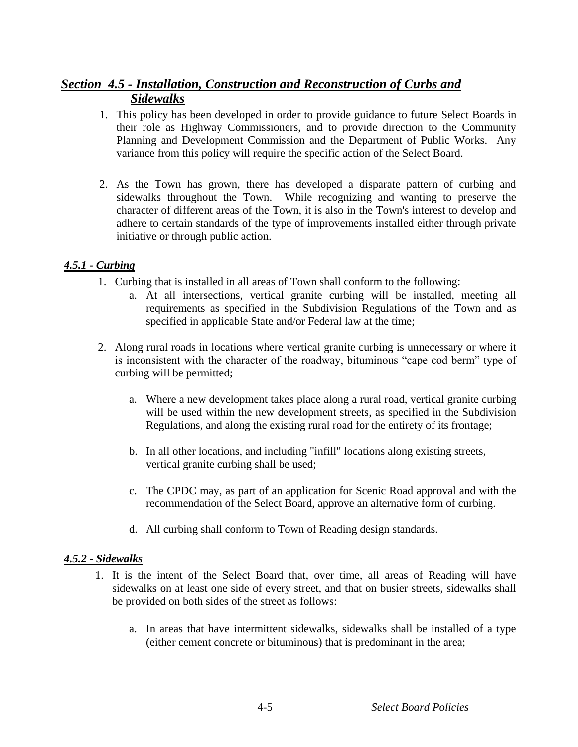## *Section 4.5 - Installation, Construction and Reconstruction of Curbs and Sidewalks*

1. This policy has been developed in order to provide guidance to future Select Boards in their role as Highway Commissioners, and to provide direction to the Community Planning and Development Commission and the Department of Public Works. Any variance from this policy will require the specific action of the Select Board.

2. As the Town has grown, there has developed a disparate pattern of curbing and sidewalks throughout the Town. While recognizing and wanting to preserve the character of different areas of the Town, it is also in the Town's interest to develop and adhere to certain standards of the type of improvements installed either through private initiative or through public action.

### *4.5.1 - Curbing*

1. Curbing that is installed in all areas of Town shall conform to the following:
   a. At all intersections, vertical granite curbing will be installed, meeting all requirements as specified in the Subdivision Regulations of the Town and as specified in applicable State and/or Federal law at the time;

2. Along rural roads in locations where vertical granite curbing is unnecessary or where it is inconsistent with the character of the roadway, bituminous "cape cod berm" type of curbing will be permitted;

   a. Where a new development takes place along a rural road, vertical granite curbing will be used within the new development streets, as specified in the Subdivision Regulations, and along the existing rural road for the entirety of its frontage;

   b. In all other locations, and including "infill" locations along existing streets, vertical granite curbing shall be used;

   c. The CPDC may, as part of an application for Scenic Road approval and with the recommendation of the Select Board, approve an alternative form of curbing.

   d. All curbing shall conform to Town of Reading design standards.

### *4.5.2 - Sidewalks*

1. It is the intent of the Select Board that, over time, all areas of Reading will have sidewalks on at least one side of every street, and that on busier streets, sidewalks shall be provided on both sides of the street as follows:

   a. In areas that have intermittent sidewalks, sidewalks shall be installed of a type (either cement concrete or bituminous) that is predominant in the area;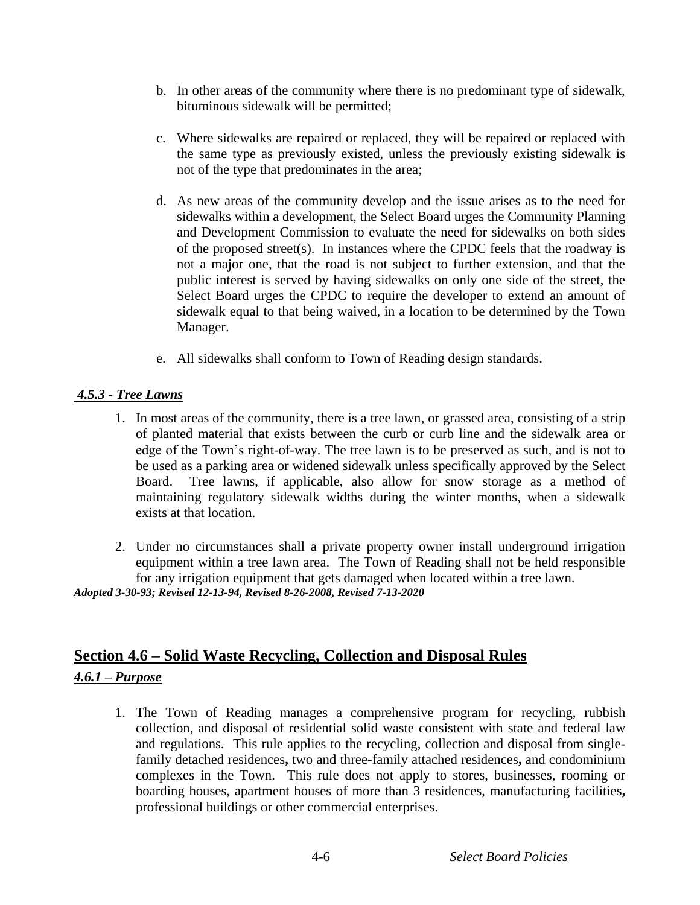b. In other areas of the community where there is no predominant type of sidewalk, bituminous sidewalk will be permitted;

c. Where sidewalks are repaired or replaced, they will be repaired or replaced with the same type as previously existed, unless the previously existing sidewalk is not of the type that predominates in the area;

d. As new areas of the community develop and the issue arises as to the need for sidewalks within a development, the Select Board urges the Community Planning and Development Commission to evaluate the need for sidewalks on both sides of the proposed street(s). In instances where the CPDC feels that the roadway is not a major one, that the road is not subject to further extension, and that the public interest is served by having sidewalks on only one side of the street, the Select Board urges the CPDC to require the developer to extend an amount of sidewalk equal to that being waived, in a location to be determined by the Town Manager.

e. All sidewalks shall conform to Town of Reading design standards.

### *4.5.3 - Tree Lawns*

1. In most areas of the community, there is a tree lawn, or grassed area, consisting of a strip of planted material that exists between the curb or curb line and the sidewalk area or edge of the Town's right-of-way. The tree lawn is to be preserved as such, and is not to be used as a parking area or widened sidewalk unless specifically approved by the Select Board. Tree lawns, if applicable, also allow for snow storage as a method of maintaining regulatory sidewalk widths during the winter months, when a sidewalk exists at that location.

2. Under no circumstances shall a private property owner install underground irrigation equipment within a tree lawn area. The Town of Reading shall not be held responsible for any irrigation equipment that gets damaged when located within a tree lawn.

***Adopted 3-30-93; Revised 12-13-94, Revised 8-26-2008, Revised 7-13-2020***

## Section 4.6 – Solid Waste Recycling, Collection and Disposal Rules

### *4.6.1 – Purpose*

1. The Town of Reading manages a comprehensive program for recycling, rubbish collection, and disposal of residential solid waste consistent with state and federal law and regulations. This rule applies to the recycling, collection and disposal from single-family detached residences**,** two and three-family attached residences**,** and condominium complexes in the Town. This rule does not apply to stores, businesses, rooming or boarding houses, apartment houses of more than 3 residences, manufacturing facilities**,** professional buildings or other commercial enterprises.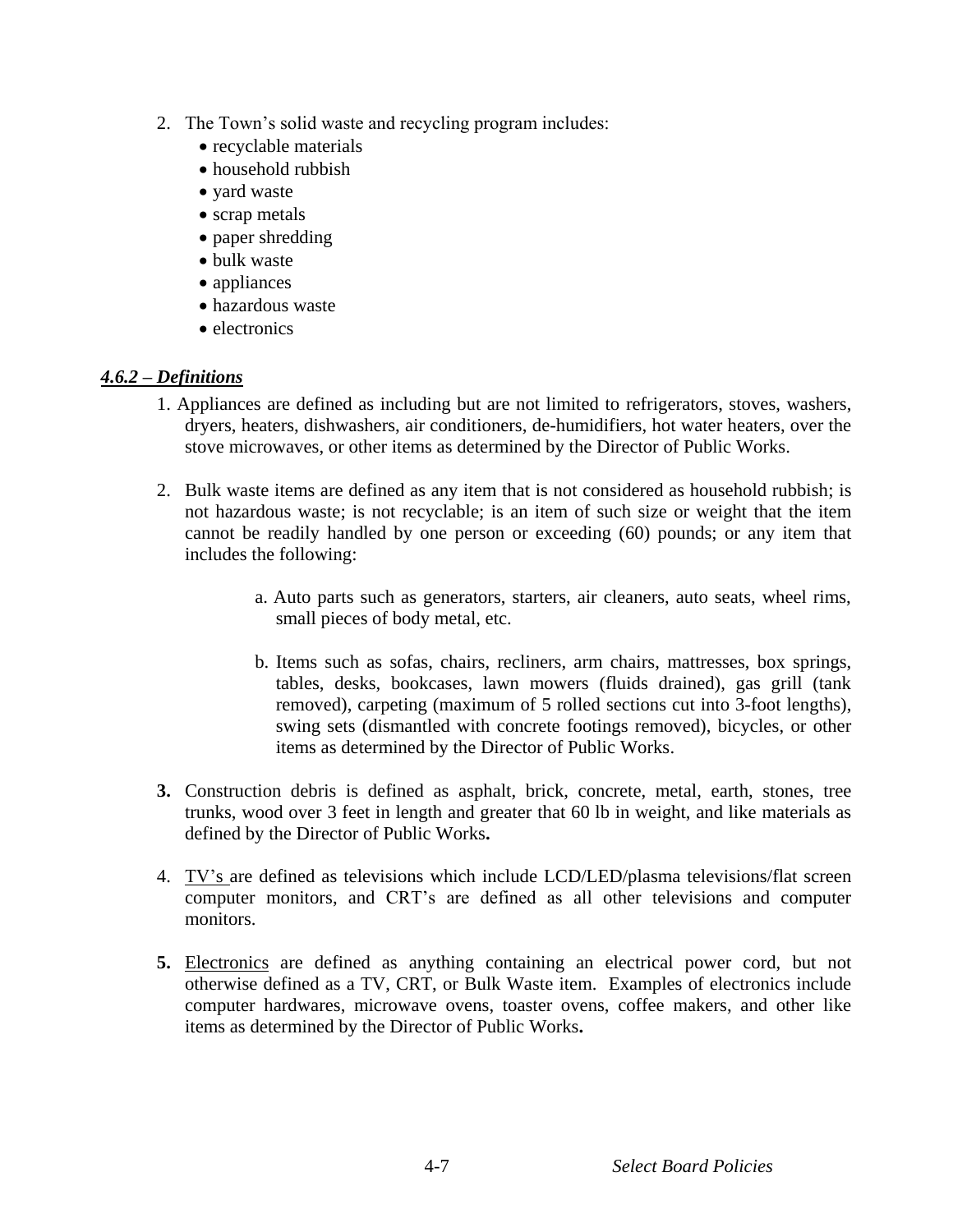2. The Town's solid waste and recycling program includes:
   - recyclable materials
   - household rubbish
   - yard waste
   - scrap metals
   - paper shredding
   - bulk waste
   - appliances
   - hazardous waste
   - electronics

***4.6.2 – Definitions***

1. Appliances are defined as including but are not limited to refrigerators, stoves, washers, dryers, heaters, dishwashers, air conditioners, de-humidifiers, hot water heaters, over the stove microwaves, or other items as determined by the Director of Public Works.

2. Bulk waste items are defined as any item that is not considered as household rubbish; is not hazardous waste; is not recyclable; is an item of such size or weight that the item cannot be readily handled by one person or exceeding (60) pounds; or any item that includes the following:

   a. Auto parts such as generators, starters, air cleaners, auto seats, wheel rims, small pieces of body metal, etc.

   b. Items such as sofas, chairs, recliners, arm chairs, mattresses, box springs, tables, desks, bookcases, lawn mowers (fluids drained), gas grill (tank removed), carpeting (maximum of 5 rolled sections cut into 3-foot lengths), swing sets (dismantled with concrete footings removed), bicycles, or other items as determined by the Director of Public Works.

**3.** Construction debris is defined as asphalt, brick, concrete, metal, earth, stones, tree trunks, wood over 3 feet in length and greater that 60 lb in weight, and like materials as defined by the Director of Public Works**.**

4. TV's are defined as televisions which include LCD/LED/plasma televisions/flat screen computer monitors, and CRT's are defined as all other televisions and computer monitors.

**5.** Electronics are defined as anything containing an electrical power cord, but not otherwise defined as a TV, CRT, or Bulk Waste item. Examples of electronics include computer hardwares, microwave ovens, toaster ovens, coffee makers, and other like items as determined by the Director of Public Works**.**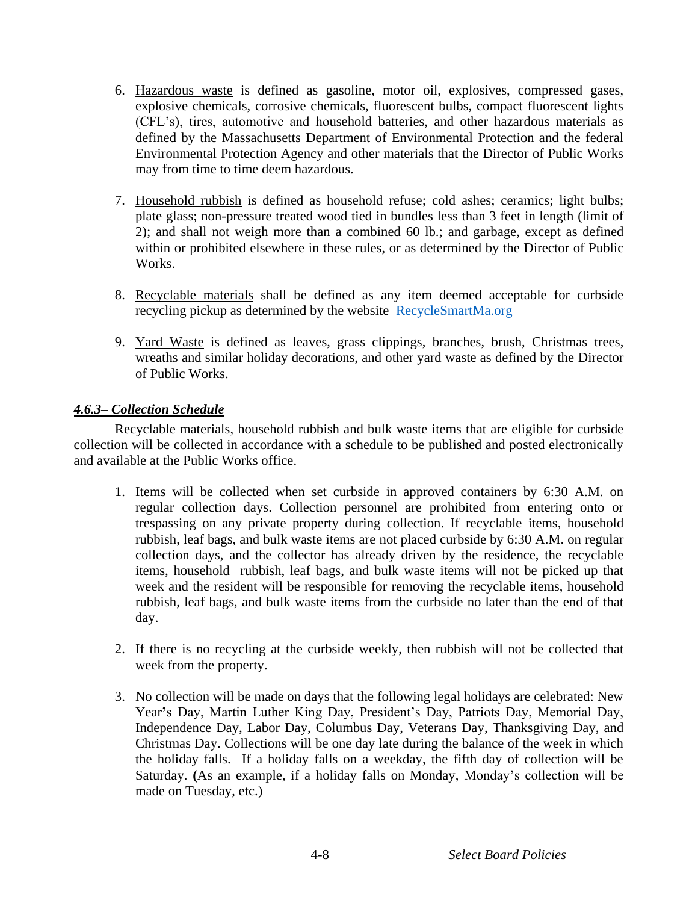6. Hazardous waste is defined as gasoline, motor oil, explosives, compressed gases, explosive chemicals, corrosive chemicals, fluorescent bulbs, compact fluorescent lights (CFL's), tires, automotive and household batteries, and other hazardous materials as defined by the Massachusetts Department of Environmental Protection and the federal Environmental Protection Agency and other materials that the Director of Public Works may from time to time deem hazardous.

7. Household rubbish is defined as household refuse; cold ashes; ceramics; light bulbs; plate glass; non-pressure treated wood tied in bundles less than 3 feet in length (limit of 2); and shall not weigh more than a combined 60 lb.; and garbage, except as defined within or prohibited elsewhere in these rules, or as determined by the Director of Public Works.

8. Recyclable materials shall be defined as any item deemed acceptable for curbside recycling pickup as determined by the website RecycleSmartMa.org

9. Yard Waste is defined as leaves, grass clippings, branches, brush, Christmas trees, wreaths and similar holiday decorations, and other yard waste as defined by the Director of Public Works.

### *4.6.3– Collection Schedule*

Recyclable materials, household rubbish and bulk waste items that are eligible for curbside collection will be collected in accordance with a schedule to be published and posted electronically and available at the Public Works office.

1. Items will be collected when set curbside in approved containers by 6:30 A.M. on regular collection days. Collection personnel are prohibited from entering onto or trespassing on any private property during collection. If recyclable items, household rubbish, leaf bags, and bulk waste items are not placed curbside by 6:30 A.M. on regular collection days, and the collector has already driven by the residence, the recyclable items, household rubbish, leaf bags, and bulk waste items will not be picked up that week and the resident will be responsible for removing the recyclable items, household rubbish, leaf bags, and bulk waste items from the curbside no later than the end of that day.

2. If there is no recycling at the curbside weekly, then rubbish will not be collected that week from the property.

3. No collection will be made on days that the following legal holidays are celebrated: New Year's Day, Martin Luther King Day, President's Day, Patriots Day, Memorial Day, Independence Day, Labor Day, Columbus Day, Veterans Day, Thanksgiving Day, and Christmas Day. Collections will be one day late during the balance of the week in which the holiday falls. If a holiday falls on a weekday, the fifth day of collection will be Saturday. (As an example, if a holiday falls on Monday, Monday's collection will be made on Tuesday, etc.)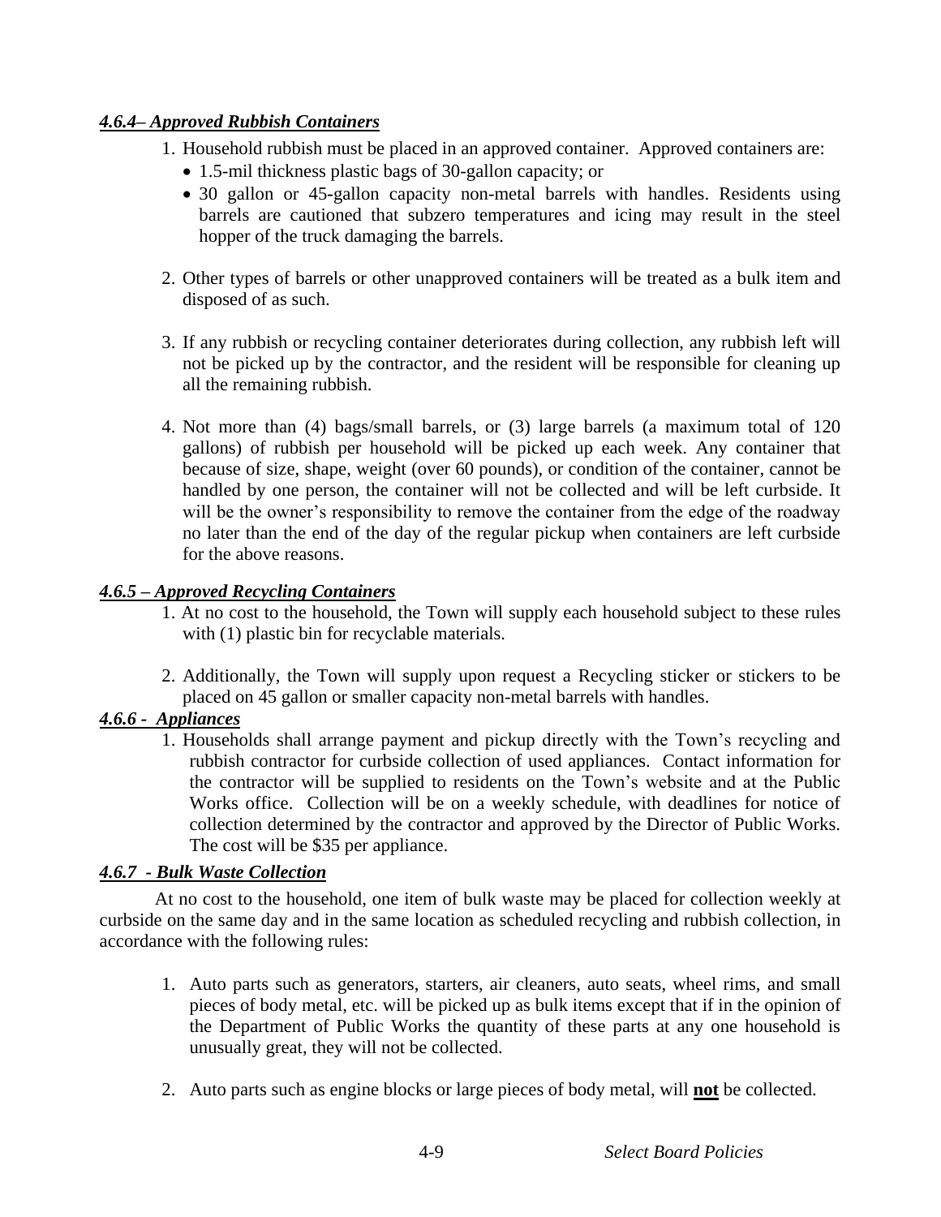#### ***4.6.4– Approved Rubbish Containers***

1. Household rubbish must be placed in an approved container. Approved containers are:
   - 1.5-mil thickness plastic bags of 30-gallon capacity; or
   - 30 gallon or 45-gallon capacity non-metal barrels with handles. Residents using barrels are cautioned that subzero temperatures and icing may result in the steel hopper of the truck damaging the barrels.

2. Other types of barrels or other unapproved containers will be treated as a bulk item and disposed of as such.

3. If any rubbish or recycling container deteriorates during collection, any rubbish left will not be picked up by the contractor, and the resident will be responsible for cleaning up all the remaining rubbish.

4. Not more than (4) bags/small barrels, or (3) large barrels (a maximum total of 120 gallons) of rubbish per household will be picked up each week. Any container that because of size, shape, weight (over 60 pounds), or condition of the container, cannot be handled by one person, the container will not be collected and will be left curbside. It will be the owner's responsibility to remove the container from the edge of the roadway no later than the end of the day of the regular pickup when containers are left curbside for the above reasons.

#### ***4.6.5 – Approved Recycling Containers***

1. At no cost to the household, the Town will supply each household subject to these rules with (1) plastic bin for recyclable materials.

2. Additionally, the Town will supply upon request a Recycling sticker or stickers to be placed on 45 gallon or smaller capacity non-metal barrels with handles.

#### ***4.6.6 - Appliances***

1. Households shall arrange payment and pickup directly with the Town's recycling and rubbish contractor for curbside collection of used appliances. Contact information for the contractor will be supplied to residents on the Town's website and at the Public Works office. Collection will be on a weekly schedule, with deadlines for notice of collection determined by the contractor and approved by the Director of Public Works. The cost will be $35 per appliance.

#### ***4.6.7 - Bulk Waste Collection***

At no cost to the household, one item of bulk waste may be placed for collection weekly at curbside on the same day and in the same location as scheduled recycling and rubbish collection, in accordance with the following rules:

1. Auto parts such as generators, starters, air cleaners, auto seats, wheel rims, and small pieces of body metal, etc. will be picked up as bulk items except that if in the opinion of the Department of Public Works the quantity of these parts at any one household is unusually great, they will not be collected.

2. Auto parts such as engine blocks or large pieces of body metal, will **not** be collected.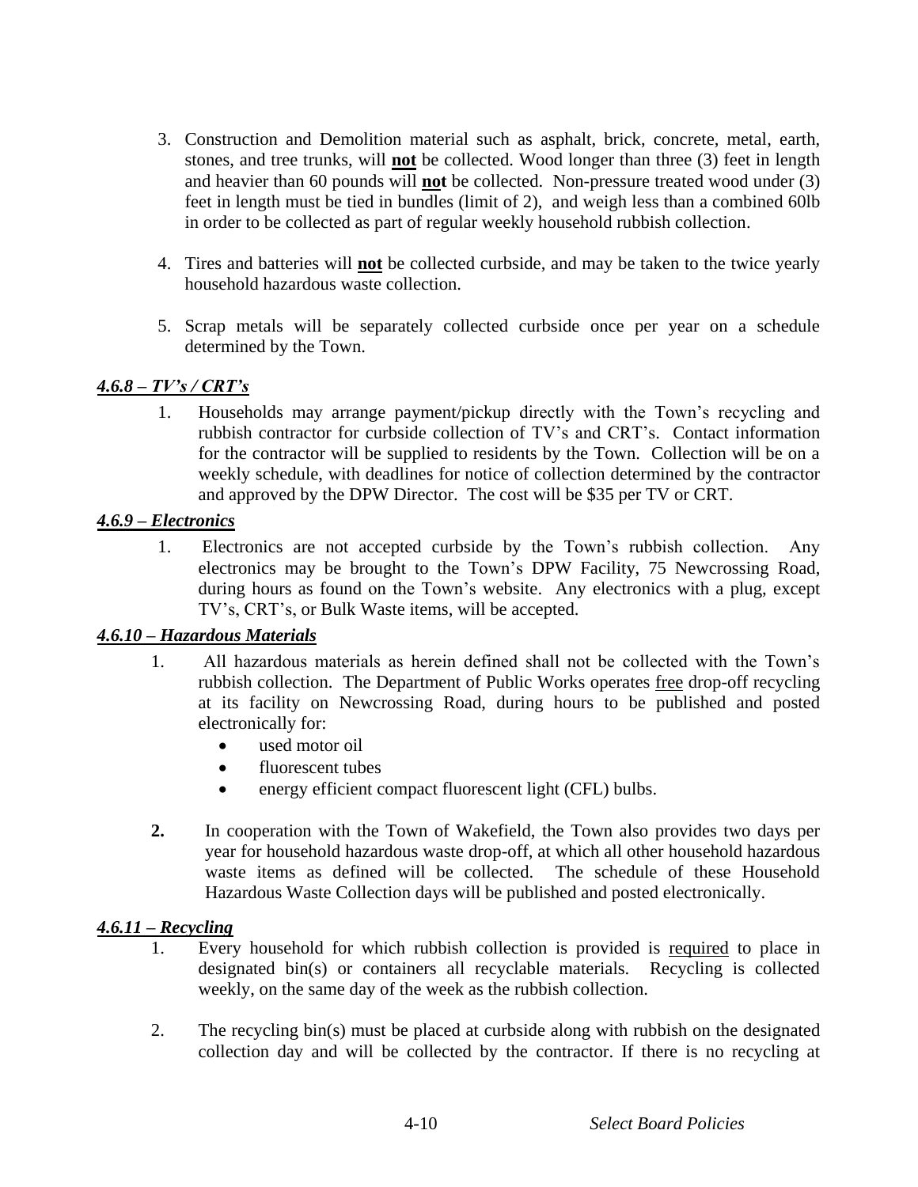3. Construction and Demolition material such as asphalt, brick, concrete, metal, earth, stones, and tree trunks, will **not** be collected. Wood longer than three (3) feet in length and heavier than 60 pounds will **not** be collected. Non-pressure treated wood under (3) feet in length must be tied in bundles (limit of 2), and weigh less than a combined 60lb in order to be collected as part of regular weekly household rubbish collection.

4. Tires and batteries will **not** be collected curbside, and may be taken to the twice yearly household hazardous waste collection.

5. Scrap metals will be separately collected curbside once per year on a schedule determined by the Town.

### *4.6.8 – TV's / CRT's*

1. Households may arrange payment/pickup directly with the Town's recycling and rubbish contractor for curbside collection of TV's and CRT's. Contact information for the contractor will be supplied to residents by the Town. Collection will be on a weekly schedule, with deadlines for notice of collection determined by the contractor and approved by the DPW Director. The cost will be $35 per TV or CRT.

### *4.6.9 – Electronics*

1. Electronics are not accepted curbside by the Town's rubbish collection. Any electronics may be brought to the Town's DPW Facility, 75 Newcrossing Road, during hours as found on the Town's website. Any electronics with a plug, except TV's, CRT's, or Bulk Waste items, will be accepted.

### *4.6.10 – Hazardous Materials*

1. All hazardous materials as herein defined shall not be collected with the Town's rubbish collection. The Department of Public Works operates free drop-off recycling at its facility on Newcrossing Road, during hours to be published and posted electronically for:
   - used motor oil
   - fluorescent tubes
   - energy efficient compact fluorescent light (CFL) bulbs.

2. In cooperation with the Town of Wakefield, the Town also provides two days per year for household hazardous waste drop-off, at which all other household hazardous waste items as defined will be collected. The schedule of these Household Hazardous Waste Collection days will be published and posted electronically.

### *4.6.11 – Recycling*

1. Every household for which rubbish collection is provided is required to place in designated bin(s) or containers all recyclable materials. Recycling is collected weekly, on the same day of the week as the rubbish collection.

2. The recycling bin(s) must be placed at curbside along with rubbish on the designated collection day and will be collected by the contractor. If there is no recycling at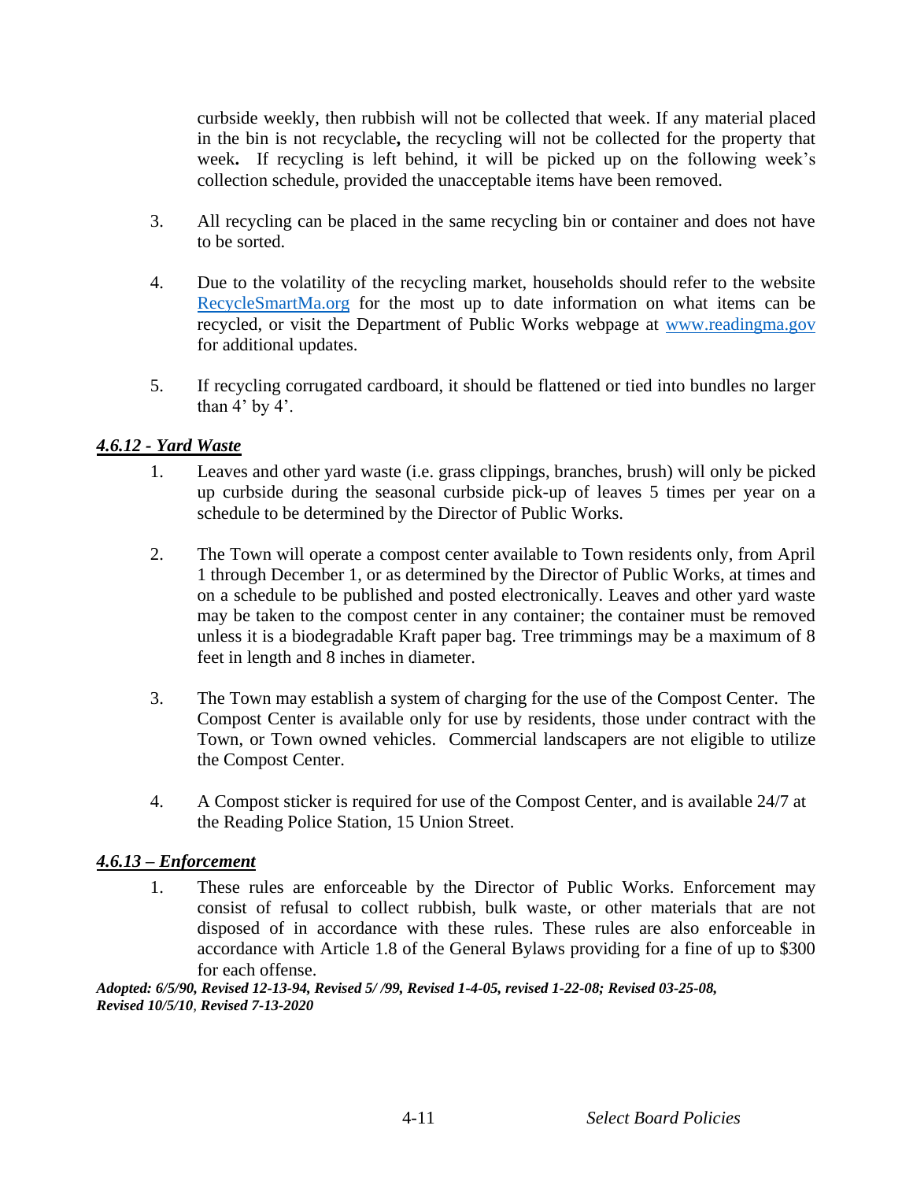curbside weekly, then rubbish will not be collected that week. If any material placed in the bin is not recyclable**,** the recycling will not be collected for the property that week**.** If recycling is left behind, it will be picked up on the following week's collection schedule, provided the unacceptable items have been removed.

3. All recycling can be placed in the same recycling bin or container and does not have to be sorted.

4. Due to the volatility of the recycling market, households should refer to the website [RecycleSmartMa.org](RecycleSmartMa.org) for the most up to date information on what items can be recycled, or visit the Department of Public Works webpage at [www.readingma.gov](www.readingma.gov) for additional updates.

5. If recycling corrugated cardboard, it should be flattened or tied into bundles no larger than 4' by 4'.

### ***4.6.12 - Yard Waste***

1. Leaves and other yard waste (i.e. grass clippings, branches, brush) will only be picked up curbside during the seasonal curbside pick-up of leaves 5 times per year on a schedule to be determined by the Director of Public Works.

2. The Town will operate a compost center available to Town residents only, from April 1 through December 1, or as determined by the Director of Public Works, at times and on a schedule to be published and posted electronically. Leaves and other yard waste may be taken to the compost center in any container; the container must be removed unless it is a biodegradable Kraft paper bag. Tree trimmings may be a maximum of 8 feet in length and 8 inches in diameter.

3. The Town may establish a system of charging for the use of the Compost Center. The Compost Center is available only for use by residents, those under contract with the Town, or Town owned vehicles. Commercial landscapers are not eligible to utilize the Compost Center.

4. A Compost sticker is required for use of the Compost Center, and is available 24/7 at the Reading Police Station, 15 Union Street.

### ***4.6.13 – Enforcement***

1. These rules are enforceable by the Director of Public Works. Enforcement may consist of refusal to collect rubbish, bulk waste, or other materials that are not disposed of in accordance with these rules. These rules are also enforceable in accordance with Article 1.8 of the General Bylaws providing for a fine of up to $300 for each offense.

***Adopted: 6/5/90, Revised 12-13-94, Revised 5/ /99, Revised 1-4-05, revised 1-22-08; Revised 03-25-08, Revised 10/5/10, Revised 7-13-2020***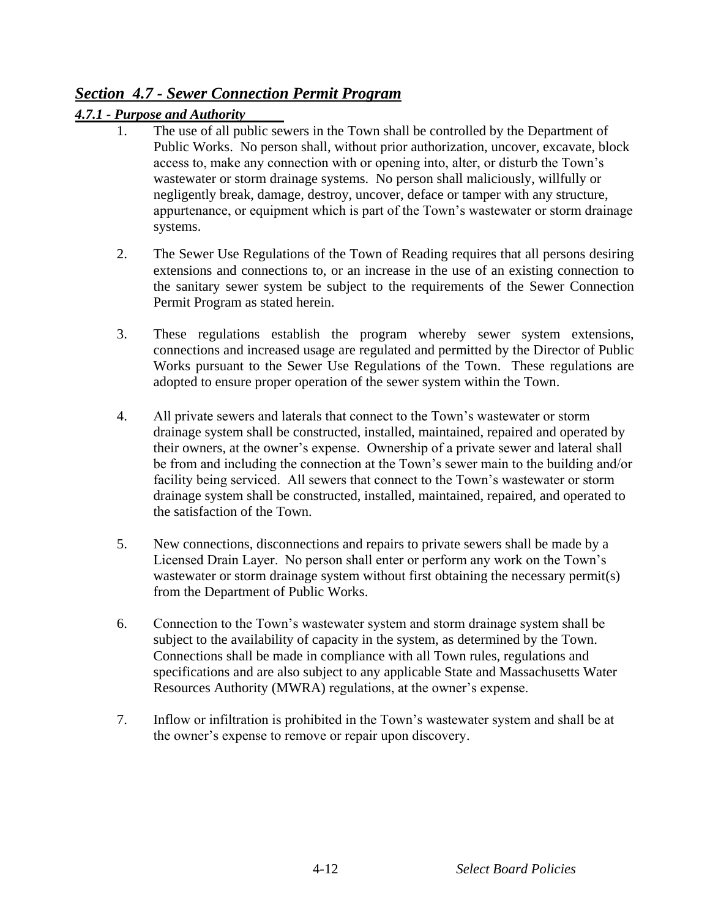## *Section 4.7 - Sewer Connection Permit Program*

### *4.7.1 - Purpose and Authority*

1. The use of all public sewers in the Town shall be controlled by the Department of Public Works. No person shall, without prior authorization, uncover, excavate, block access to, make any connection with or opening into, alter, or disturb the Town's wastewater or storm drainage systems. No person shall maliciously, willfully or negligently break, damage, destroy, uncover, deface or tamper with any structure, appurtenance, or equipment which is part of the Town's wastewater or storm drainage systems.

2. The Sewer Use Regulations of the Town of Reading requires that all persons desiring extensions and connections to, or an increase in the use of an existing connection to the sanitary sewer system be subject to the requirements of the Sewer Connection Permit Program as stated herein.

3. These regulations establish the program whereby sewer system extensions, connections and increased usage are regulated and permitted by the Director of Public Works pursuant to the Sewer Use Regulations of the Town. These regulations are adopted to ensure proper operation of the sewer system within the Town.

4. All private sewers and laterals that connect to the Town's wastewater or storm drainage system shall be constructed, installed, maintained, repaired and operated by their owners, at the owner's expense. Ownership of a private sewer and lateral shall be from and including the connection at the Town's sewer main to the building and/or facility being serviced. All sewers that connect to the Town's wastewater or storm drainage system shall be constructed, installed, maintained, repaired, and operated to the satisfaction of the Town.

5. New connections, disconnections and repairs to private sewers shall be made by a Licensed Drain Layer. No person shall enter or perform any work on the Town's wastewater or storm drainage system without first obtaining the necessary permit(s) from the Department of Public Works.

6. Connection to the Town's wastewater system and storm drainage system shall be subject to the availability of capacity in the system, as determined by the Town. Connections shall be made in compliance with all Town rules, regulations and specifications and are also subject to any applicable State and Massachusetts Water Resources Authority (MWRA) regulations, at the owner's expense.

7. Inflow or infiltration is prohibited in the Town's wastewater system and shall be at the owner's expense to remove or repair upon discovery.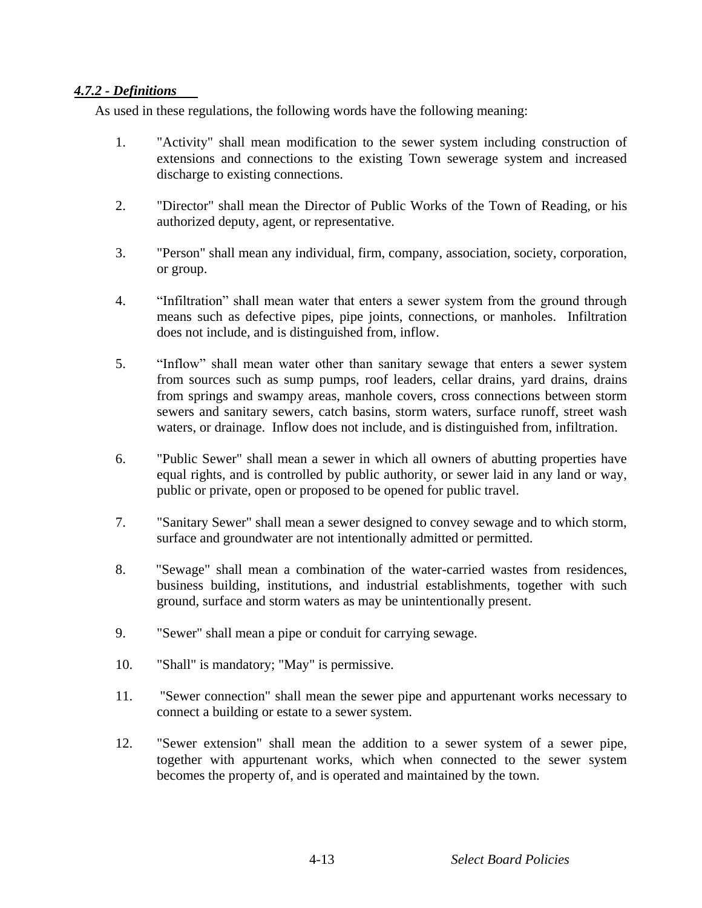### *4.7.2 - Definitions*

As used in these regulations, the following words have the following meaning:

1. "Activity" shall mean modification to the sewer system including construction of extensions and connections to the existing Town sewerage system and increased discharge to existing connections.

2. "Director" shall mean the Director of Public Works of the Town of Reading, or his authorized deputy, agent, or representative.

3. "Person" shall mean any individual, firm, company, association, society, corporation, or group.

4. "Infiltration" shall mean water that enters a sewer system from the ground through means such as defective pipes, pipe joints, connections, or manholes. Infiltration does not include, and is distinguished from, inflow.

5. "Inflow" shall mean water other than sanitary sewage that enters a sewer system from sources such as sump pumps, roof leaders, cellar drains, yard drains, drains from springs and swampy areas, manhole covers, cross connections between storm sewers and sanitary sewers, catch basins, storm waters, surface runoff, street wash waters, or drainage. Inflow does not include, and is distinguished from, infiltration.

6. "Public Sewer" shall mean a sewer in which all owners of abutting properties have equal rights, and is controlled by public authority, or sewer laid in any land or way, public or private, open or proposed to be opened for public travel.

7. "Sanitary Sewer" shall mean a sewer designed to convey sewage and to which storm, surface and groundwater are not intentionally admitted or permitted.

8. "Sewage" shall mean a combination of the water-carried wastes from residences, business building, institutions, and industrial establishments, together with such ground, surface and storm waters as may be unintentionally present.

9. "Sewer" shall mean a pipe or conduit for carrying sewage.

10. "Shall" is mandatory; "May" is permissive.

11. "Sewer connection" shall mean the sewer pipe and appurtenant works necessary to connect a building or estate to a sewer system.

12. "Sewer extension" shall mean the addition to a sewer system of a sewer pipe, together with appurtenant works, which when connected to the sewer system becomes the property of, and is operated and maintained by the town.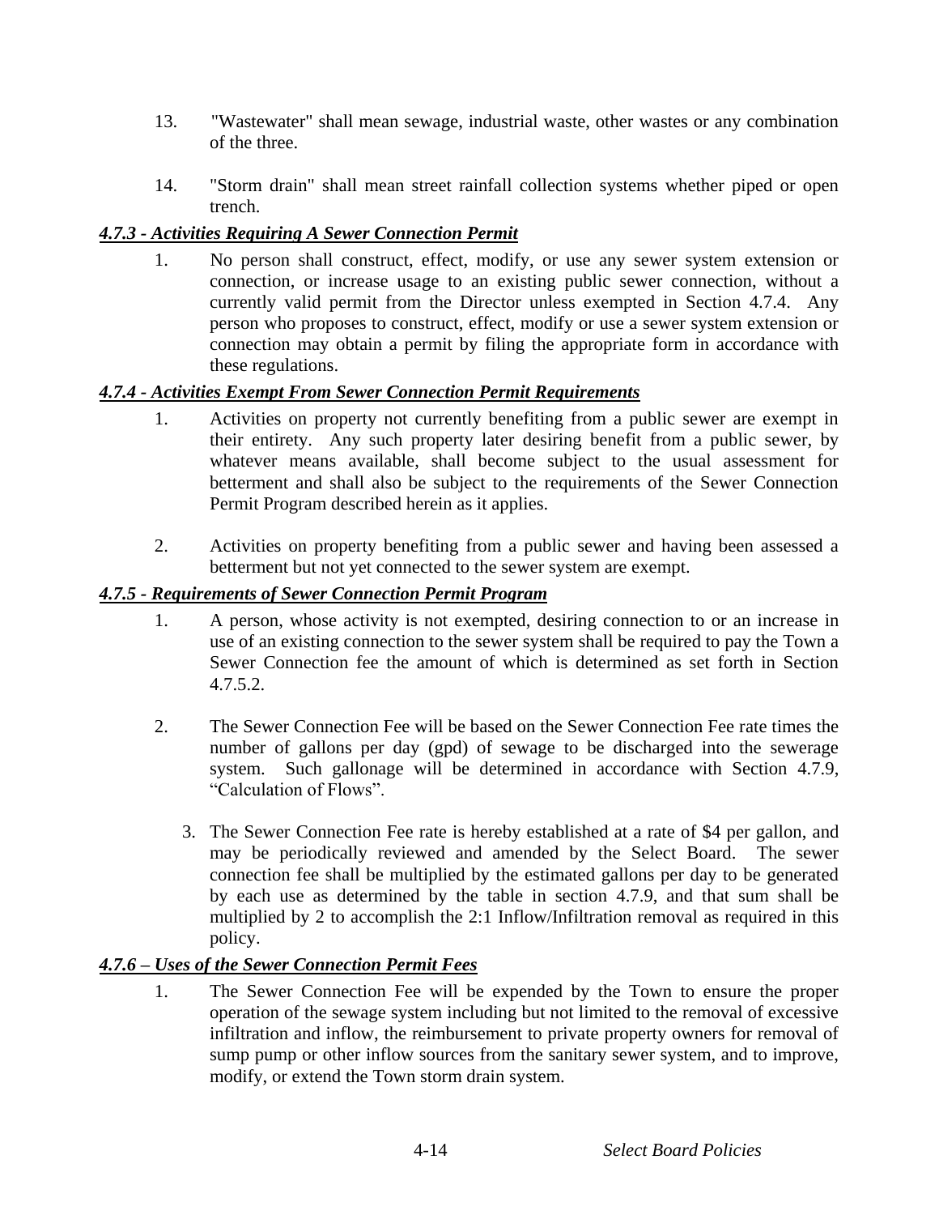13. "Wastewater" shall mean sewage, industrial waste, other wastes or any combination of the three.

14. "Storm drain" shall mean street rainfall collection systems whether piped or open trench.

### *4.7.3 - Activities Requiring A Sewer Connection Permit*

1. No person shall construct, effect, modify, or use any sewer system extension or connection, or increase usage to an existing public sewer connection, without a currently valid permit from the Director unless exempted in Section 4.7.4. Any person who proposes to construct, effect, modify or use a sewer system extension or connection may obtain a permit by filing the appropriate form in accordance with these regulations.

### *4.7.4 - Activities Exempt From Sewer Connection Permit Requirements*

1. Activities on property not currently benefiting from a public sewer are exempt in their entirety. Any such property later desiring benefit from a public sewer, by whatever means available, shall become subject to the usual assessment for betterment and shall also be subject to the requirements of the Sewer Connection Permit Program described herein as it applies.

2. Activities on property benefiting from a public sewer and having been assessed a betterment but not yet connected to the sewer system are exempt.

### *4.7.5 - Requirements of Sewer Connection Permit Program*

1. A person, whose activity is not exempted, desiring connection to or an increase in use of an existing connection to the sewer system shall be required to pay the Town a Sewer Connection fee the amount of which is determined as set forth in Section 4.7.5.2.

2. The Sewer Connection Fee will be based on the Sewer Connection Fee rate times the number of gallons per day (gpd) of sewage to be discharged into the sewerage system. Such gallonage will be determined in accordance with Section 4.7.9, "Calculation of Flows".

3. The Sewer Connection Fee rate is hereby established at a rate of $4 per gallon, and may be periodically reviewed and amended by the Select Board. The sewer connection fee shall be multiplied by the estimated gallons per day to be generated by each use as determined by the table in section 4.7.9, and that sum shall be multiplied by 2 to accomplish the 2:1 Inflow/Infiltration removal as required in this policy.

### *4.7.6 – Uses of the Sewer Connection Permit Fees*

1. The Sewer Connection Fee will be expended by the Town to ensure the proper operation of the sewage system including but not limited to the removal of excessive infiltration and inflow, the reimbursement to private property owners for removal of sump pump or other inflow sources from the sanitary sewer system, and to improve, modify, or extend the Town storm drain system.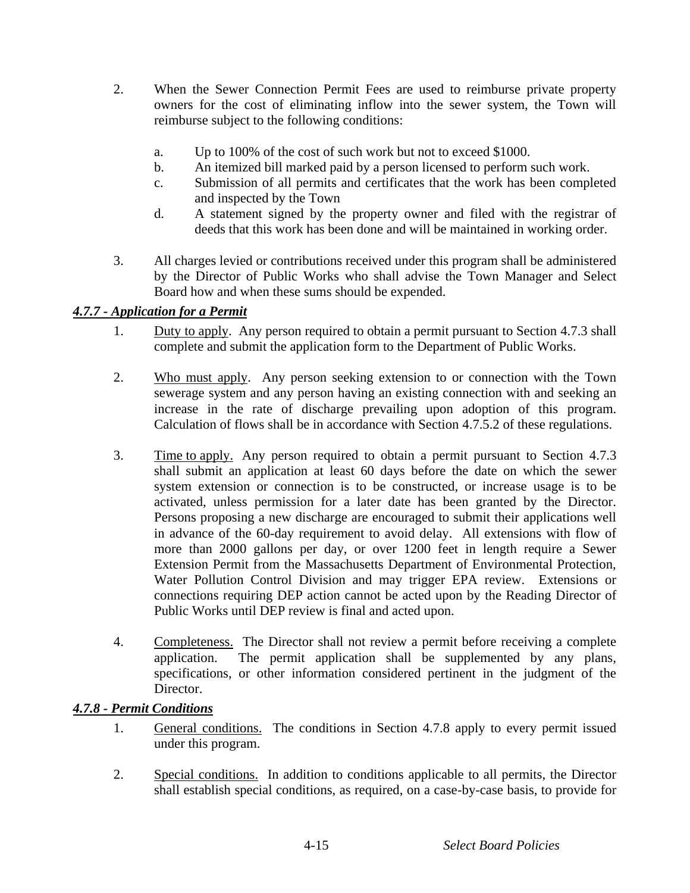2. When the Sewer Connection Permit Fees are used to reimburse private property owners for the cost of eliminating inflow into the sewer system, the Town will reimburse subject to the following conditions:

   a. Up to 100% of the cost of such work but not to exceed $1000.
   b. An itemized bill marked paid by a person licensed to perform such work.
   c. Submission of all permits and certificates that the work has been completed and inspected by the Town
   d. A statement signed by the property owner and filed with the registrar of deeds that this work has been done and will be maintained in working order.

3. All charges levied or contributions received under this program shall be administered by the Director of Public Works who shall advise the Town Manager and Select Board how and when these sums should be expended.

### *4.7.7 - Application for a Permit*

1. Duty to apply. Any person required to obtain a permit pursuant to Section 4.7.3 shall complete and submit the application form to the Department of Public Works.

2. Who must apply. Any person seeking extension to or connection with the Town sewerage system and any person having an existing connection with and seeking an increase in the rate of discharge prevailing upon adoption of this program. Calculation of flows shall be in accordance with Section 4.7.5.2 of these regulations.

3. Time to apply. Any person required to obtain a permit pursuant to Section 4.7.3 shall submit an application at least 60 days before the date on which the sewer system extension or connection is to be constructed, or increase usage is to be activated, unless permission for a later date has been granted by the Director. Persons proposing a new discharge are encouraged to submit their applications well in advance of the 60-day requirement to avoid delay. All extensions with flow of more than 2000 gallons per day, or over 1200 feet in length require a Sewer Extension Permit from the Massachusetts Department of Environmental Protection, Water Pollution Control Division and may trigger EPA review. Extensions or connections requiring DEP action cannot be acted upon by the Reading Director of Public Works until DEP review is final and acted upon.

4. Completeness. The Director shall not review a permit before receiving a complete application. The permit application shall be supplemented by any plans, specifications, or other information considered pertinent in the judgment of the Director.

### *4.7.8 - Permit Conditions*

1. General conditions. The conditions in Section 4.7.8 apply to every permit issued under this program.

2. Special conditions. In addition to conditions applicable to all permits, the Director shall establish special conditions, as required, on a case-by-case basis, to provide for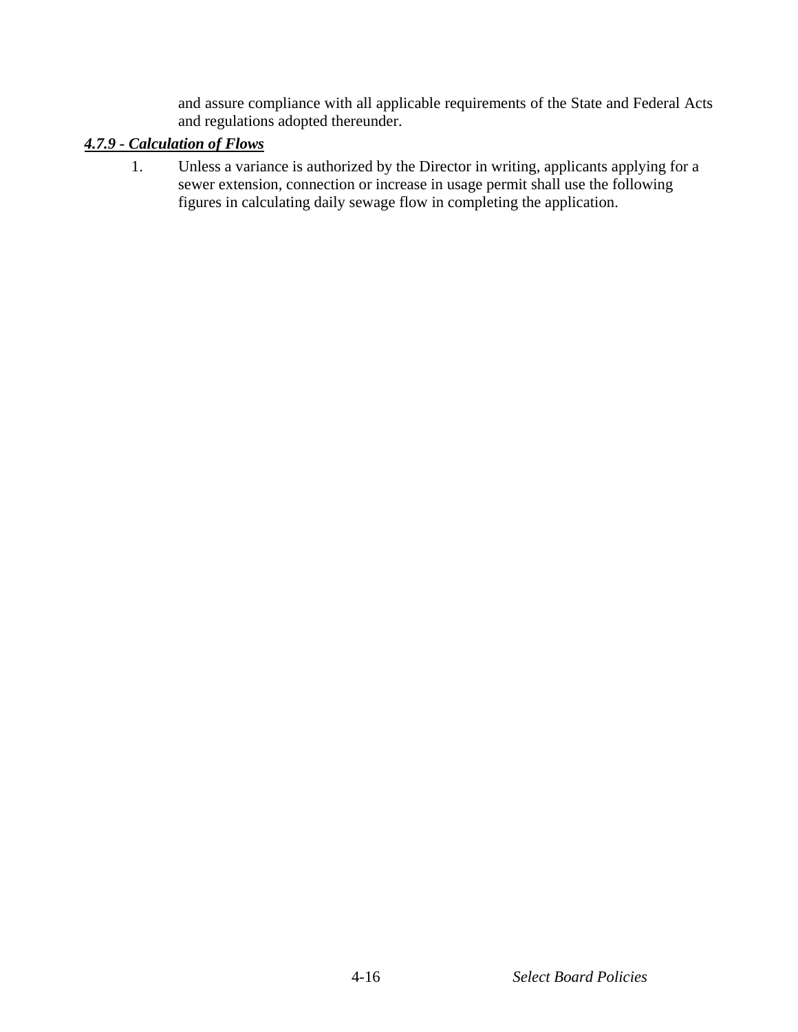and assure compliance with all applicable requirements of the State and Federal Acts and regulations adopted thereunder.

### ***4.7.9 - Calculation of Flows***

1. Unless a variance is authorized by the Director in writing, applicants applying for a sewer extension, connection or increase in usage permit shall use the following figures in calculating daily sewage flow in completing the application.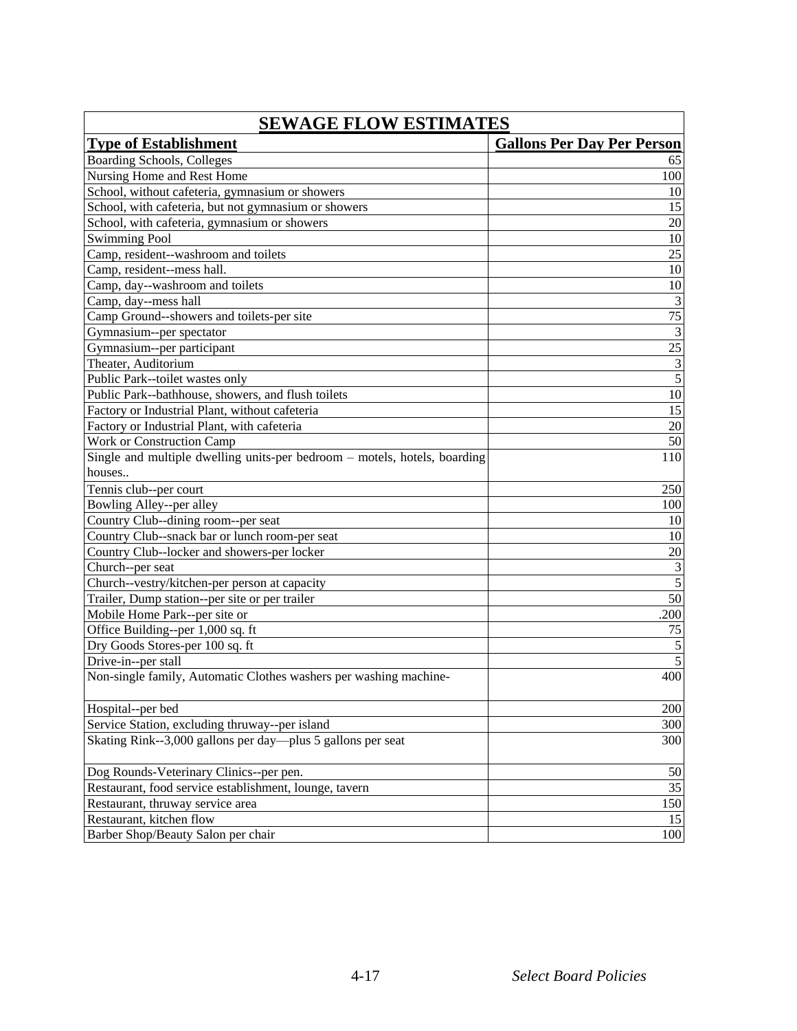| **SEWAGE FLOW ESTIMATES** | |
|---|---|
| **Type of Establishment** | **Gallons Per Day Per Person** |
| Boarding Schools, Colleges | 65 |
| Nursing Home and Rest Home | 100 |
| School, without cafeteria, gymnasium or showers | 10 |
| School, with cafeteria, but not gymnasium or showers | 15 |
| School, with cafeteria, gymnasium or showers | 20 |
| Swimming Pool | 10 |
| Camp, resident--washroom and toilets | 25 |
| Camp, resident--mess hall. | 10 |
| Camp, day--washroom and toilets | 10 |
| Camp, day--mess hall | 3 |
| Camp Ground--showers and toilets-per site | 75 |
| Gymnasium--per spectator | 3 |
| Gymnasium--per participant | 25 |
| Theater, Auditorium | 3 |
| Public Park--toilet wastes only | 5 |
| Public Park--bathhouse, showers, and flush toilets | 10 |
| Factory or Industrial Plant, without cafeteria | 15 |
| Factory or Industrial Plant, with cafeteria | 20 |
| Work or Construction Camp | 50 |
| Single and multiple dwelling units-per bedroom – motels, hotels, boarding houses.. | 110 |
| Tennis club--per court | 250 |
| Bowling Alley--per alley | 100 |
| Country Club--dining room--per seat | 10 |
| Country Club--snack bar or lunch room-per seat | 10 |
| Country Club--locker and showers-per locker | 20 |
| Church--per seat | 3 |
| Church--vestry/kitchen-per person at capacity | 5 |
| Trailer, Dump station--per site or per trailer | 50 |
| Mobile Home Park--per site or | .200 |
| Office Building--per 1,000 sq. ft | 75 |
| Dry Goods Stores-per 100 sq. ft | 5 |
| Drive-in--per stall | 5 |
| Non-single family, Automatic Clothes washers per washing machine- | 400 |
| Hospital--per bed | 200 |
| Service Station, excluding thruway--per island | 300 |
| Skating Rink--3,000 gallons per day—plus 5 gallons per seat | 300 |
| Dog Rounds-Veterinary Clinics--per pen. | 50 |
| Restaurant, food service establishment, lounge, tavern | 35 |
| Restaurant, thruway service area | 150 |
| Restaurant, kitchen flow | 15 |
| Barber Shop/Beauty Salon per chair | 100 |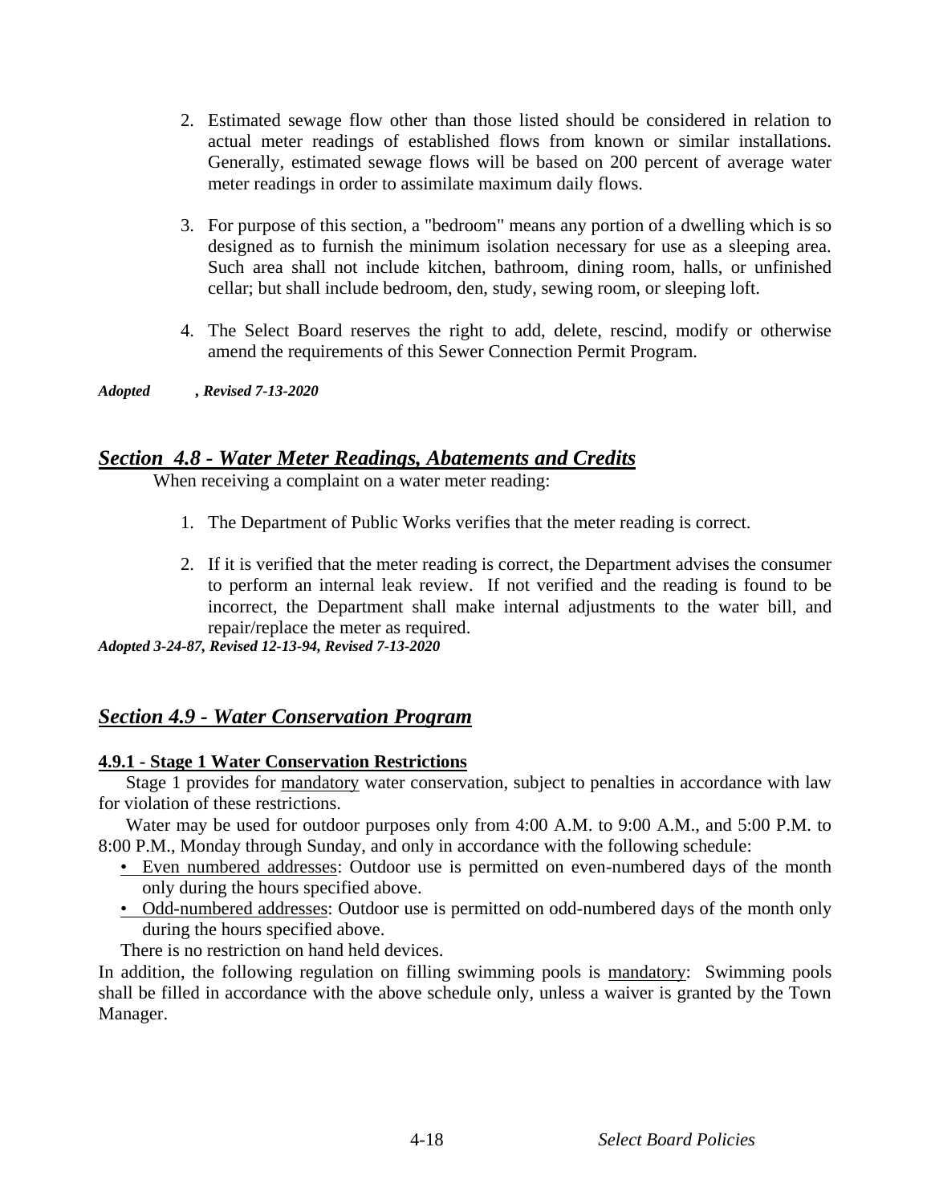2. Estimated sewage flow other than those listed should be considered in relation to actual meter readings of established flows from known or similar installations. Generally, estimated sewage flows will be based on 200 percent of average water meter readings in order to assimilate maximum daily flows.

3. For purpose of this section, a "bedroom" means any portion of a dwelling which is so designed as to furnish the minimum isolation necessary for use as a sleeping area. Such area shall not include kitchen, bathroom, dining room, halls, or unfinished cellar; but shall include bedroom, den, study, sewing room, or sleeping loft.

4. The Select Board reserves the right to add, delete, rescind, modify or otherwise amend the requirements of this Sewer Connection Permit Program.

***Adopted , Revised 7-13-2020***

## ***Section 4.8 - Water Meter Readings, Abatements and Credits***

When receiving a complaint on a water meter reading:

1. The Department of Public Works verifies that the meter reading is correct.

2. If it is verified that the meter reading is correct, the Department advises the consumer to perform an internal leak review. If not verified and the reading is found to be incorrect, the Department shall make internal adjustments to the water bill, and repair/replace the meter as required.

***Adopted 3-24-87, Revised 12-13-94, Revised 7-13-2020***

## ***Section 4.9 - Water Conservation Program***

### **4.9.1 - Stage 1 Water Conservation Restrictions**

Stage 1 provides for mandatory water conservation, subject to penalties in accordance with law for violation of these restrictions.

Water may be used for outdoor purposes only from 4:00 A.M. to 9:00 A.M., and 5:00 P.M. to 8:00 P.M., Monday through Sunday, and only in accordance with the following schedule:

- Even numbered addresses: Outdoor use is permitted on even-numbered days of the month only during the hours specified above.
- Odd-numbered addresses: Outdoor use is permitted on odd-numbered days of the month only during the hours specified above.

There is no restriction on hand held devices.

In addition, the following regulation on filling swimming pools is mandatory: Swimming pools shall be filled in accordance with the above schedule only, unless a waiver is granted by the Town Manager.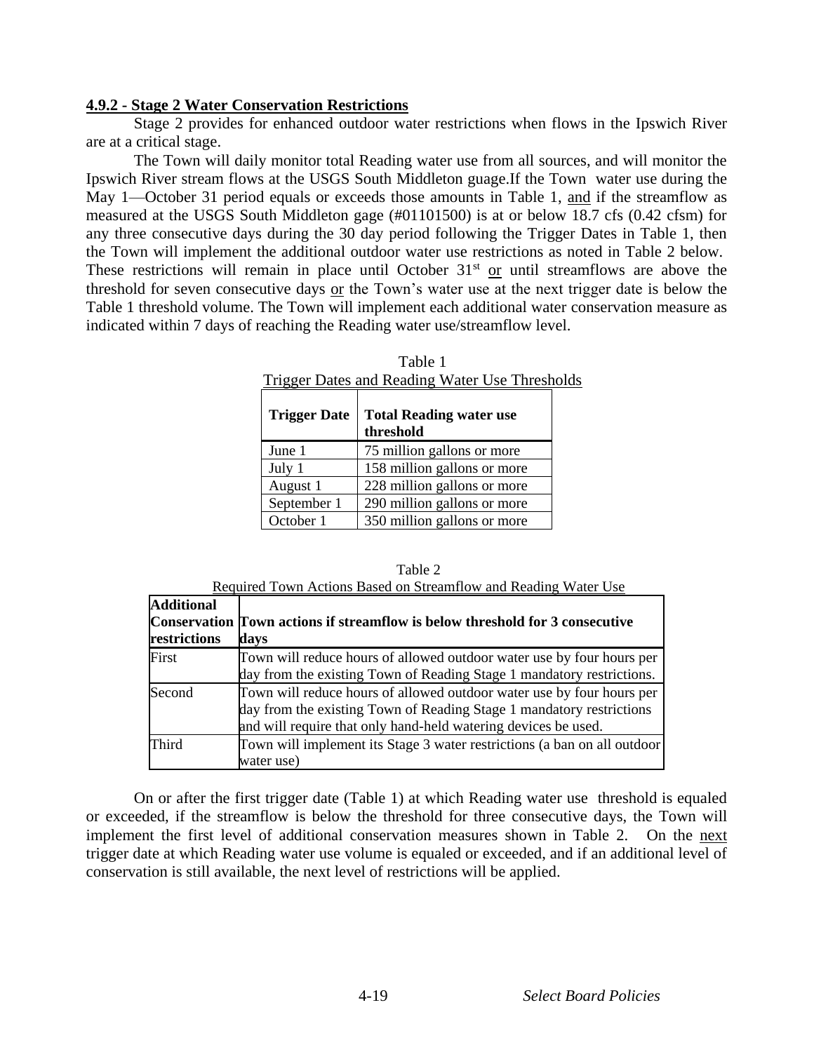**4.9.2 - Stage 2 Water Conservation Restrictions**

Stage 2 provides for enhanced outdoor water restrictions when flows in the Ipswich River are at a critical stage.

The Town will daily monitor total Reading water use from all sources, and will monitor the Ipswich River stream flows at the USGS South Middleton guage.If the Town water use during the May 1—October 31 period equals or exceeds those amounts in Table 1, and if the streamflow as measured at the USGS South Middleton gage (#01101500) is at or below 18.7 cfs (0.42 cfsm) for any three consecutive days during the 30 day period following the Trigger Dates in Table 1, then the Town will implement the additional outdoor water use restrictions as noted in Table 2 below. These restrictions will remain in place until October 31st or until streamflows are above the threshold for seven consecutive days or the Town's water use at the next trigger date is below the Table 1 threshold volume. The Town will implement each additional water conservation measure as indicated within 7 days of reaching the Reading water use/streamflow level.

Table 1
Trigger Dates and Reading Water Use Thresholds

| Trigger Date | Total Reading water use threshold |
|---|---|
| June 1 | 75 million gallons or more |
| July 1 | 158 million gallons or more |
| August 1 | 228 million gallons or more |
| September 1 | 290 million gallons or more |
| October 1 | 350 million gallons or more |

Table 2
Required Town Actions Based on Streamflow and Reading Water Use

| Additional Conservation restrictions | Town actions if streamflow is below threshold for 3 consecutive days |
|---|---|
| First | Town will reduce hours of allowed outdoor water use by four hours per day from the existing Town of Reading Stage 1 mandatory restrictions. |
| Second | Town will reduce hours of allowed outdoor water use by four hours per day from the existing Town of Reading Stage 1 mandatory restrictions and will require that only hand-held watering devices be used. |
| Third | Town will implement its Stage 3 water restrictions (a ban on all outdoor water use) |

On or after the first trigger date (Table 1) at which Reading water use threshold is equaled or exceeded, if the streamflow is below the threshold for three consecutive days, the Town will implement the first level of additional conservation measures shown in Table 2. On the next trigger date at which Reading water use volume is equaled or exceeded, and if an additional level of conservation is still available, the next level of restrictions will be applied.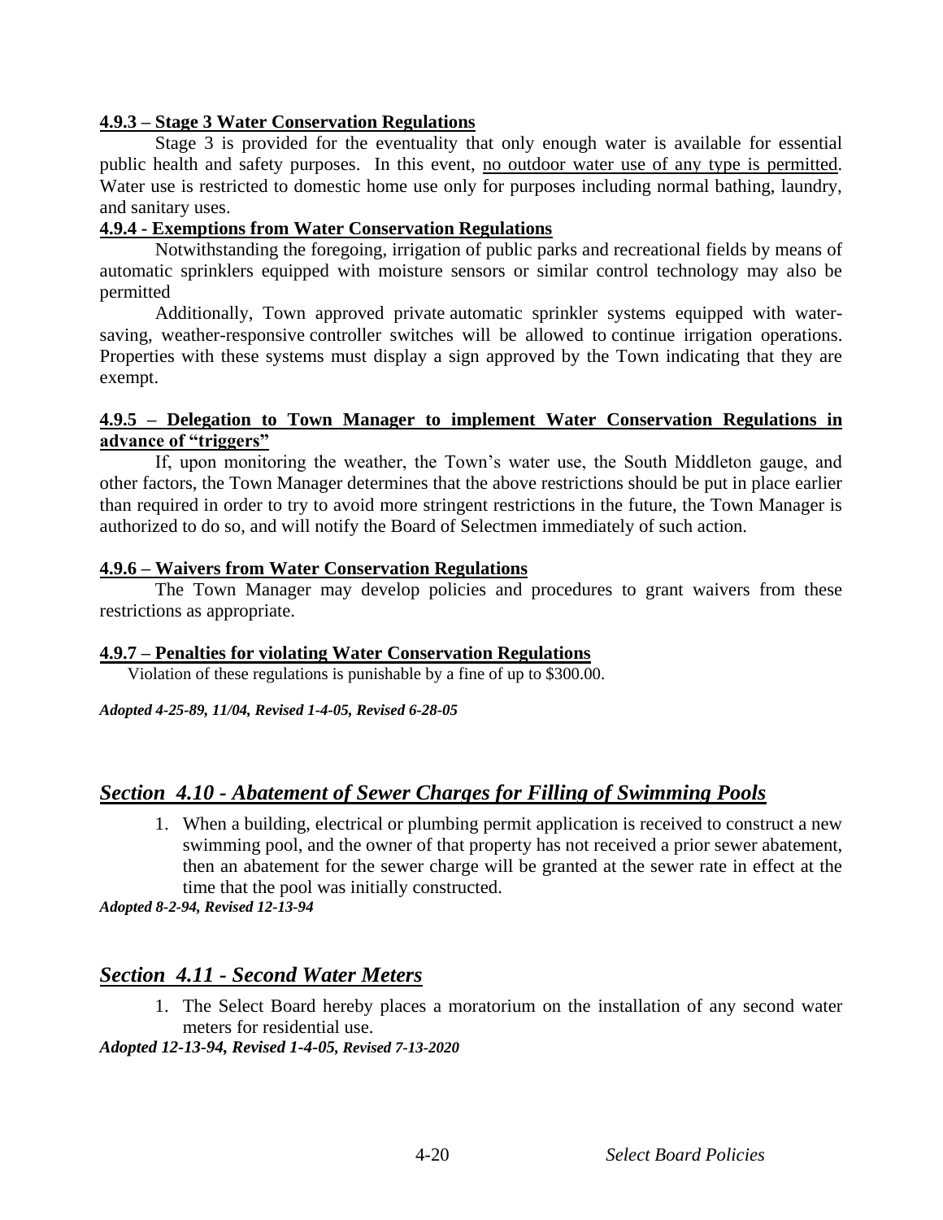**4.9.3 – Stage 3 Water Conservation Regulations**

Stage 3 is provided for the eventuality that only enough water is available for essential public health and safety purposes. In this event, no outdoor water use of any type is permitted. Water use is restricted to domestic home use only for purposes including normal bathing, laundry, and sanitary uses.

**4.9.4 - Exemptions from Water Conservation Regulations**

Notwithstanding the foregoing, irrigation of public parks and recreational fields by means of automatic sprinklers equipped with moisture sensors or similar control technology may also be permitted

Additionally, Town approved private automatic sprinkler systems equipped with water-saving, weather-responsive controller switches will be allowed to continue irrigation operations. Properties with these systems must display a sign approved by the Town indicating that they are exempt.

**4.9.5 – Delegation to Town Manager to implement Water Conservation Regulations in advance of "triggers"**

If, upon monitoring the weather, the Town's water use, the South Middleton gauge, and other factors, the Town Manager determines that the above restrictions should be put in place earlier than required in order to try to avoid more stringent restrictions in the future, the Town Manager is authorized to do so, and will notify the Board of Selectmen immediately of such action.

**4.9.6 – Waivers from Water Conservation Regulations**

The Town Manager may develop policies and procedures to grant waivers from these restrictions as appropriate.

**4.9.7 – Penalties for violating Water Conservation Regulations**

Violation of these regulations is punishable by a fine of up to $300.00.

***Adopted 4-25-89, 11/04, Revised 1-4-05, Revised 6-28-05***

## *Section 4.10 - Abatement of Sewer Charges for Filling of Swimming Pools*

1. When a building, electrical or plumbing permit application is received to construct a new swimming pool, and the owner of that property has not received a prior sewer abatement, then an abatement for the sewer charge will be granted at the sewer rate in effect at the time that the pool was initially constructed.

***Adopted 8-2-94, Revised 12-13-94***

## *Section 4.11 - Second Water Meters*

1. The Select Board hereby places a moratorium on the installation of any second water meters for residential use.

***Adopted 12-13-94, Revised 1-4-05, Revised 7-13-2020***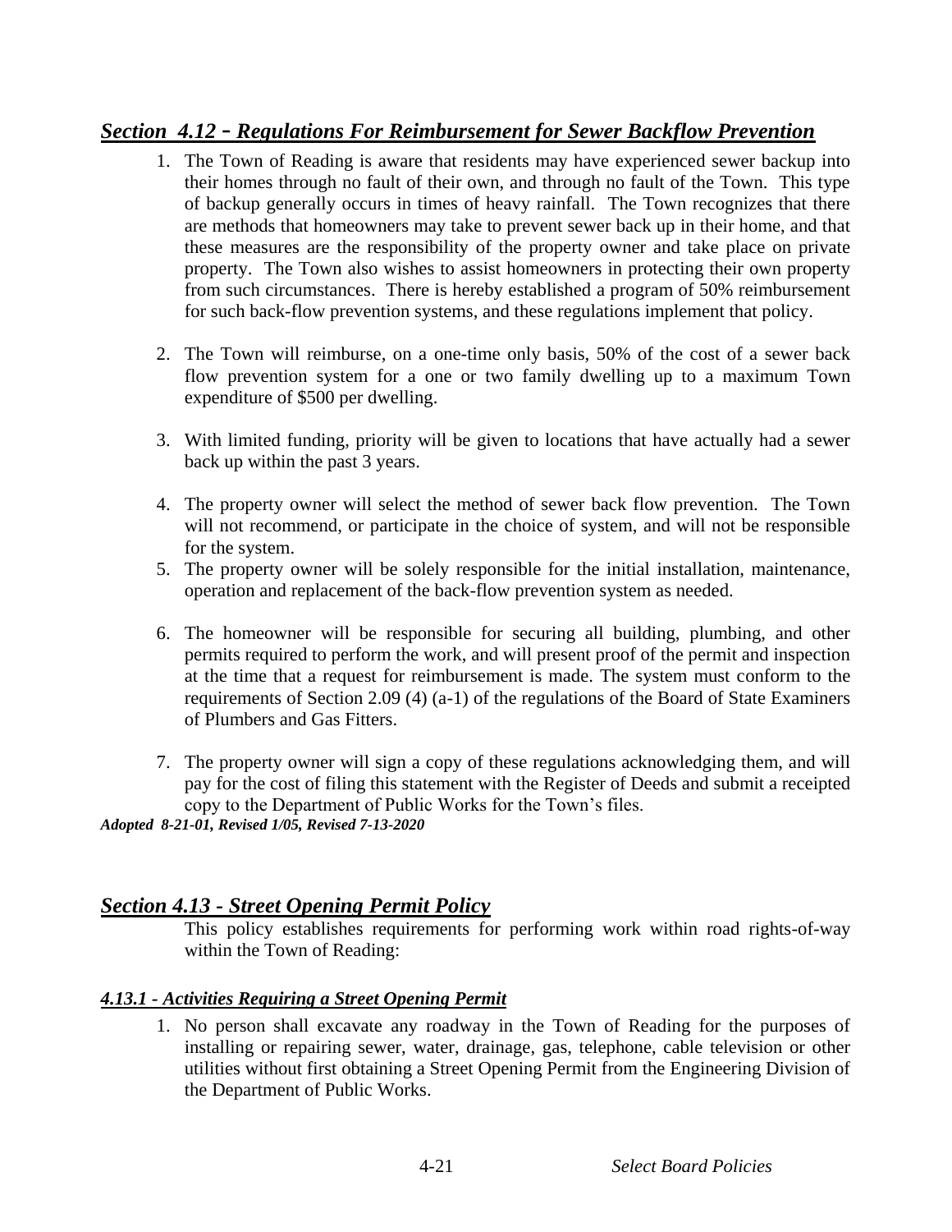## *Section 4.12 - Regulations For Reimbursement for Sewer Backflow Prevention*

1. The Town of Reading is aware that residents may have experienced sewer backup into their homes through no fault of their own, and through no fault of the Town. This type of backup generally occurs in times of heavy rainfall. The Town recognizes that there are methods that homeowners may take to prevent sewer back up in their home, and that these measures are the responsibility of the property owner and take place on private property. The Town also wishes to assist homeowners in protecting their own property from such circumstances. There is hereby established a program of 50% reimbursement for such back-flow prevention systems, and these regulations implement that policy.

2. The Town will reimburse, on a one-time only basis, 50% of the cost of a sewer back flow prevention system for a one or two family dwelling up to a maximum Town expenditure of $500 per dwelling.

3. With limited funding, priority will be given to locations that have actually had a sewer back up within the past 3 years.

4. The property owner will select the method of sewer back flow prevention. The Town will not recommend, or participate in the choice of system, and will not be responsible for the system.
5. The property owner will be solely responsible for the initial installation, maintenance, operation and replacement of the back-flow prevention system as needed.

6. The homeowner will be responsible for securing all building, plumbing, and other permits required to perform the work, and will present proof of the permit and inspection at the time that a request for reimbursement is made. The system must conform to the requirements of Section 2.09 (4) (a-1) of the regulations of the Board of State Examiners of Plumbers and Gas Fitters.

7. The property owner will sign a copy of these regulations acknowledging them, and will pay for the cost of filing this statement with the Register of Deeds and submit a receipted copy to the Department of Public Works for the Town's files.

***Adopted 8-21-01, Revised 1/05, Revised 7-13-2020***

## *Section 4.13 - Street Opening Permit Policy*

This policy establishes requirements for performing work within road rights-of-way within the Town of Reading:

### *4.13.1 - Activities Requiring a Street Opening Permit*

1. No person shall excavate any roadway in the Town of Reading for the purposes of installing or repairing sewer, water, drainage, gas, telephone, cable television or other utilities without first obtaining a Street Opening Permit from the Engineering Division of the Department of Public Works.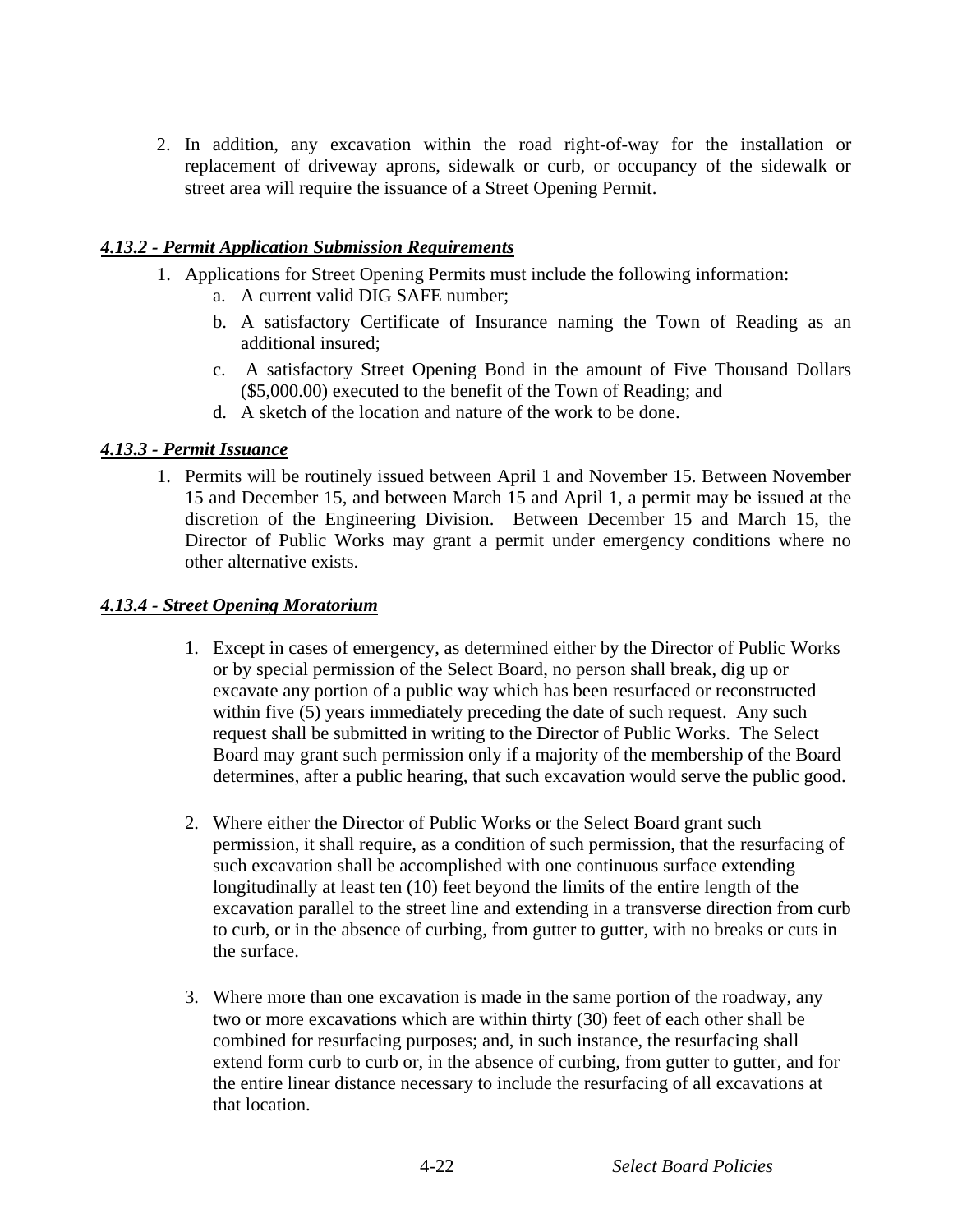2. In addition, any excavation within the road right-of-way for the installation or replacement of driveway aprons, sidewalk or curb, or occupancy of the sidewalk or street area will require the issuance of a Street Opening Permit.

### ***4.13.2 - Permit Application Submission Requirements***

1. Applications for Street Opening Permits must include the following information:
   a. A current valid DIG SAFE number;
   b. A satisfactory Certificate of Insurance naming the Town of Reading as an additional insured;
   c. A satisfactory Street Opening Bond in the amount of Five Thousand Dollars ($5,000.00) executed to the benefit of the Town of Reading; and
   d. A sketch of the location and nature of the work to be done.

### ***4.13.3 - Permit Issuance***

1. Permits will be routinely issued between April 1 and November 15. Between November 15 and December 15, and between March 15 and April 1, a permit may be issued at the discretion of the Engineering Division. Between December 15 and March 15, the Director of Public Works may grant a permit under emergency conditions where no other alternative exists.

### ***4.13.4 - Street Opening Moratorium***

1. Except in cases of emergency, as determined either by the Director of Public Works or by special permission of the Select Board, no person shall break, dig up or excavate any portion of a public way which has been resurfaced or reconstructed within five (5) years immediately preceding the date of such request. Any such request shall be submitted in writing to the Director of Public Works. The Select Board may grant such permission only if a majority of the membership of the Board determines, after a public hearing, that such excavation would serve the public good.

2. Where either the Director of Public Works or the Select Board grant such permission, it shall require, as a condition of such permission, that the resurfacing of such excavation shall be accomplished with one continuous surface extending longitudinally at least ten (10) feet beyond the limits of the entire length of the excavation parallel to the street line and extending in a transverse direction from curb to curb, or in the absence of curbing, from gutter to gutter, with no breaks or cuts in the surface.

3. Where more than one excavation is made in the same portion of the roadway, any two or more excavations which are within thirty (30) feet of each other shall be combined for resurfacing purposes; and, in such instance, the resurfacing shall extend form curb to curb or, in the absence of curbing, from gutter to gutter, and for the entire linear distance necessary to include the resurfacing of all excavations at that location.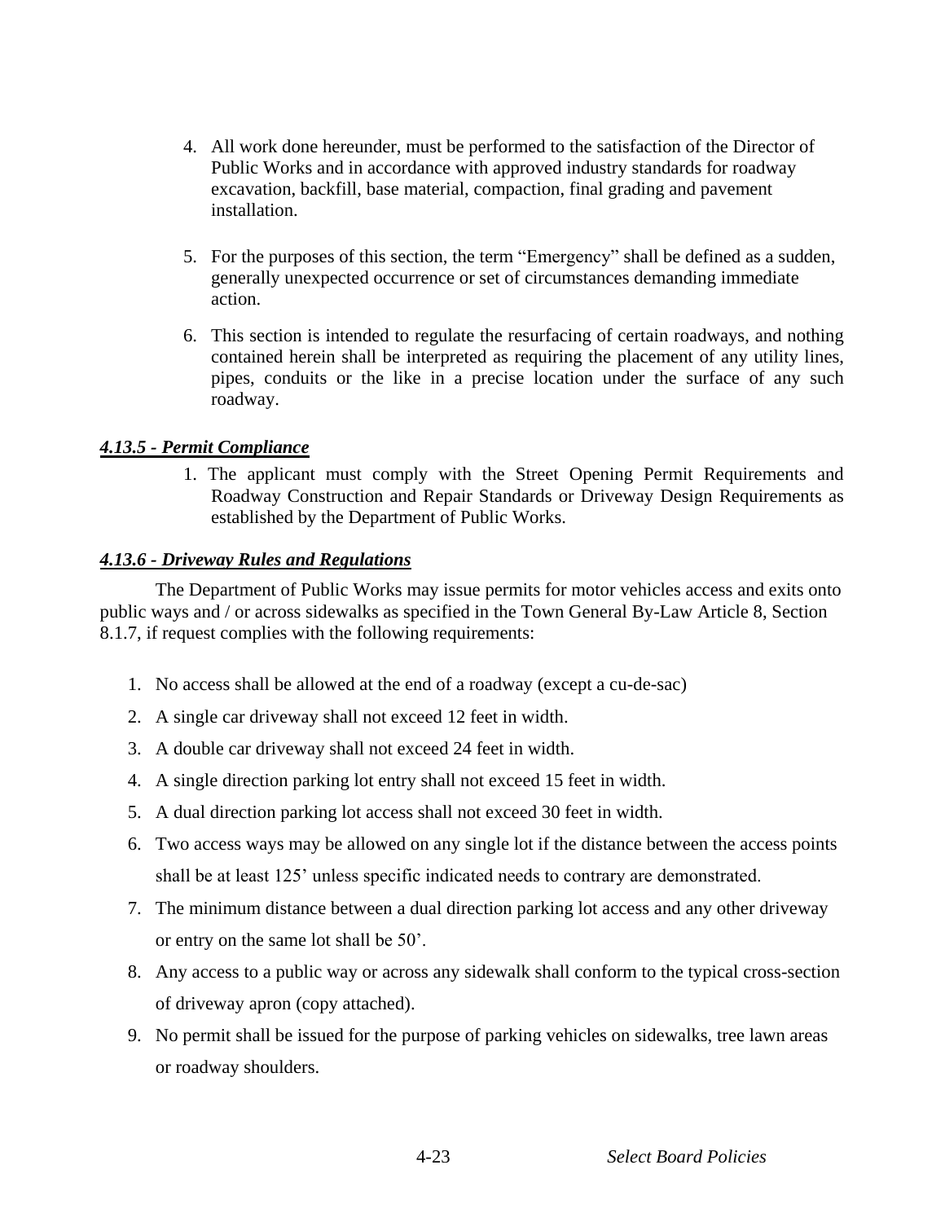4. All work done hereunder, must be performed to the satisfaction of the Director of Public Works and in accordance with approved industry standards for roadway excavation, backfill, base material, compaction, final grading and pavement installation.

5. For the purposes of this section, the term "Emergency" shall be defined as a sudden, generally unexpected occurrence or set of circumstances demanding immediate action.

6. This section is intended to regulate the resurfacing of certain roadways, and nothing contained herein shall be interpreted as requiring the placement of any utility lines, pipes, conduits or the like in a precise location under the surface of any such roadway.

### ***4.13.5 - Permit Compliance***

1. The applicant must comply with the Street Opening Permit Requirements and Roadway Construction and Repair Standards or Driveway Design Requirements as established by the Department of Public Works.

### ***4.13.6 - Driveway Rules and Regulations***

The Department of Public Works may issue permits for motor vehicles access and exits onto public ways and / or across sidewalks as specified in the Town General By-Law Article 8, Section 8.1.7, if request complies with the following requirements:

1. No access shall be allowed at the end of a roadway (except a cu-de-sac)
2. A single car driveway shall not exceed 12 feet in width.
3. A double car driveway shall not exceed 24 feet in width.
4. A single direction parking lot entry shall not exceed 15 feet in width.
5. A dual direction parking lot access shall not exceed 30 feet in width.
6. Two access ways may be allowed on any single lot if the distance between the access points shall be at least 125' unless specific indicated needs to contrary are demonstrated.
7. The minimum distance between a dual direction parking lot access and any other driveway or entry on the same lot shall be 50'.
8. Any access to a public way or across any sidewalk shall conform to the typical cross-section of driveway apron (copy attached).
9. No permit shall be issued for the purpose of parking vehicles on sidewalks, tree lawn areas or roadway shoulders.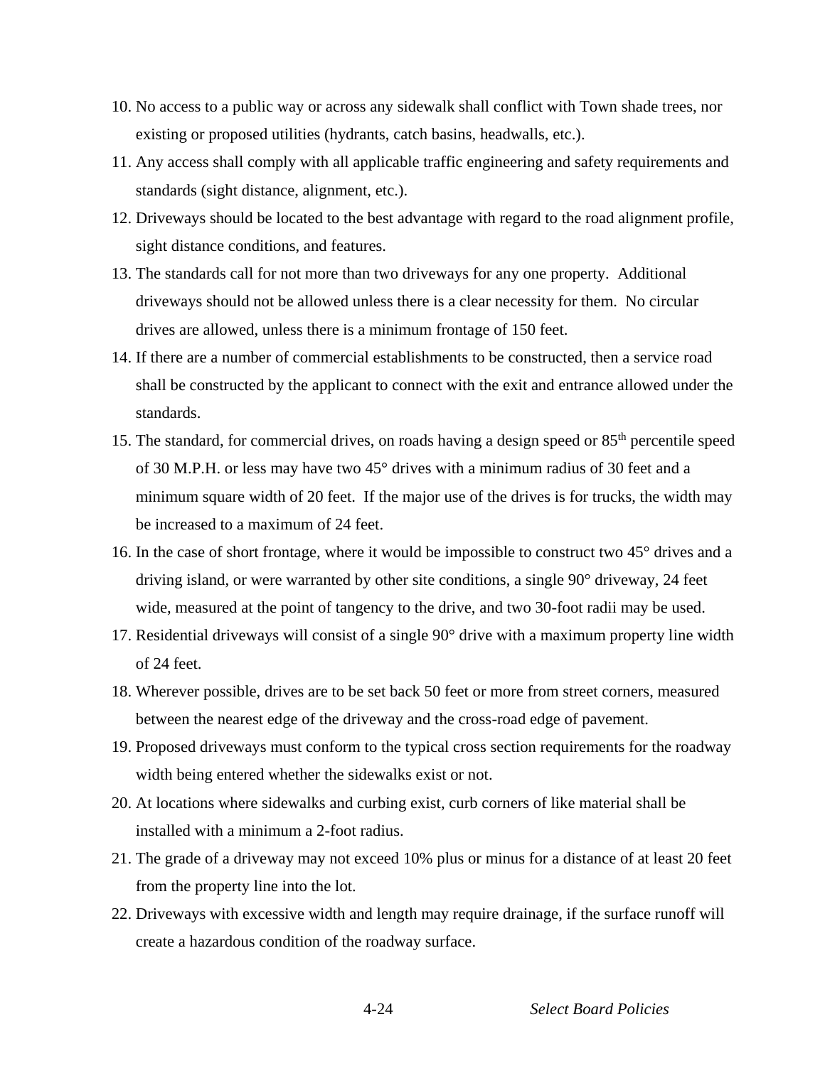10. No access to a public way or across any sidewalk shall conflict with Town shade trees, nor existing or proposed utilities (hydrants, catch basins, headwalls, etc.).
11. Any access shall comply with all applicable traffic engineering and safety requirements and standards (sight distance, alignment, etc.).
12. Driveways should be located to the best advantage with regard to the road alignment profile, sight distance conditions, and features.
13. The standards call for not more than two driveways for any one property. Additional driveways should not be allowed unless there is a clear necessity for them. No circular drives are allowed, unless there is a minimum frontage of 150 feet.
14. If there are a number of commercial establishments to be constructed, then a service road shall be constructed by the applicant to connect with the exit and entrance allowed under the standards.
15. The standard, for commercial drives, on roads having a design speed or 85$^{th}$ percentile speed of 30 M.P.H. or less may have two 45° drives with a minimum radius of 30 feet and a minimum square width of 20 feet. If the major use of the drives is for trucks, the width may be increased to a maximum of 24 feet.
16. In the case of short frontage, where it would be impossible to construct two 45° drives and a driving island, or were warranted by other site conditions, a single 90° driveway, 24 feet wide, measured at the point of tangency to the drive, and two 30-foot radii may be used.
17. Residential driveways will consist of a single 90° drive with a maximum property line width of 24 feet.
18. Wherever possible, drives are to be set back 50 feet or more from street corners, measured between the nearest edge of the driveway and the cross-road edge of pavement.
19. Proposed driveways must conform to the typical cross section requirements for the roadway width being entered whether the sidewalks exist or not.
20. At locations where sidewalks and curbing exist, curb corners of like material shall be installed with a minimum a 2-foot radius.
21. The grade of a driveway may not exceed 10% plus or minus for a distance of at least 20 feet from the property line into the lot.
22. Driveways with excessive width and length may require drainage, if the surface runoff will create a hazardous condition of the roadway surface.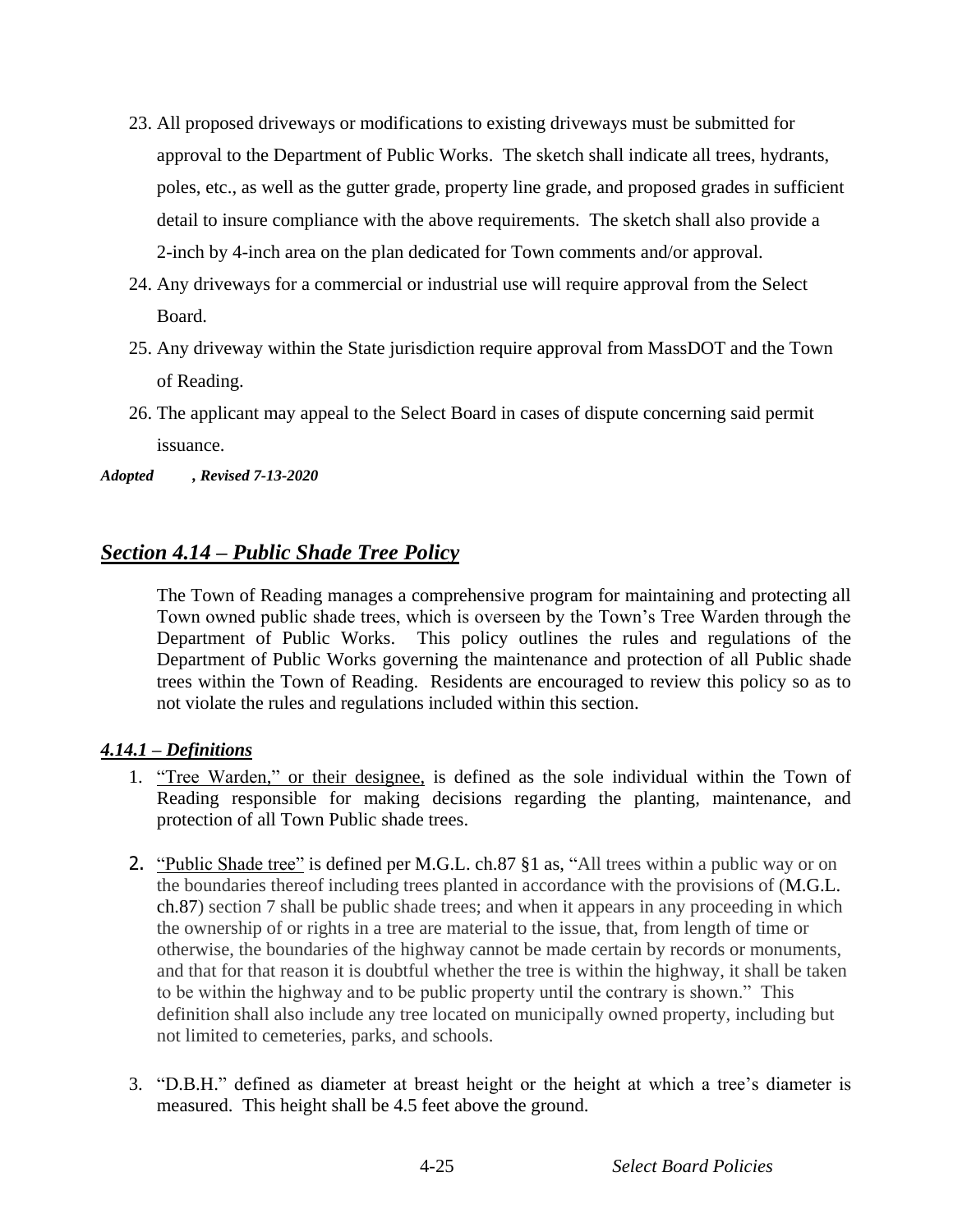23. All proposed driveways or modifications to existing driveways must be submitted for approval to the Department of Public Works. The sketch shall indicate all trees, hydrants, poles, etc., as well as the gutter grade, property line grade, and proposed grades in sufficient detail to insure compliance with the above requirements. The sketch shall also provide a 2-inch by 4-inch area on the plan dedicated for Town comments and/or approval.
24. Any driveways for a commercial or industrial use will require approval from the Select Board.
25. Any driveway within the State jurisdiction require approval from MassDOT and the Town of Reading.
26. The applicant may appeal to the Select Board in cases of dispute concerning said permit issuance.

***Adopted , Revised 7-13-2020***

## ***Section 4.14 – Public Shade Tree Policy***

The Town of Reading manages a comprehensive program for maintaining and protecting all Town owned public shade trees, which is overseen by the Town's Tree Warden through the Department of Public Works. This policy outlines the rules and regulations of the Department of Public Works governing the maintenance and protection of all Public shade trees within the Town of Reading. Residents are encouraged to review this policy so as to not violate the rules and regulations included within this section.

### ***4.14.1 – Definitions***

1. "Tree Warden," or their designee, is defined as the sole individual within the Town of Reading responsible for making decisions regarding the planting, maintenance, and protection of all Town Public shade trees.

2. "Public Shade tree" is defined per M.G.L. ch.87 §1 as, "All trees within a public way or on the boundaries thereof including trees planted in accordance with the provisions of (M.G.L. ch.87) section 7 shall be public shade trees; and when it appears in any proceeding in which the ownership of or rights in a tree are material to the issue, that, from length of time or otherwise, the boundaries of the highway cannot be made certain by records or monuments, and that for that reason it is doubtful whether the tree is within the highway, it shall be taken to be within the highway and to be public property until the contrary is shown." This definition shall also include any tree located on municipally owned property, including but not limited to cemeteries, parks, and schools.

3. "D.B.H." defined as diameter at breast height or the height at which a tree's diameter is measured. This height shall be 4.5 feet above the ground.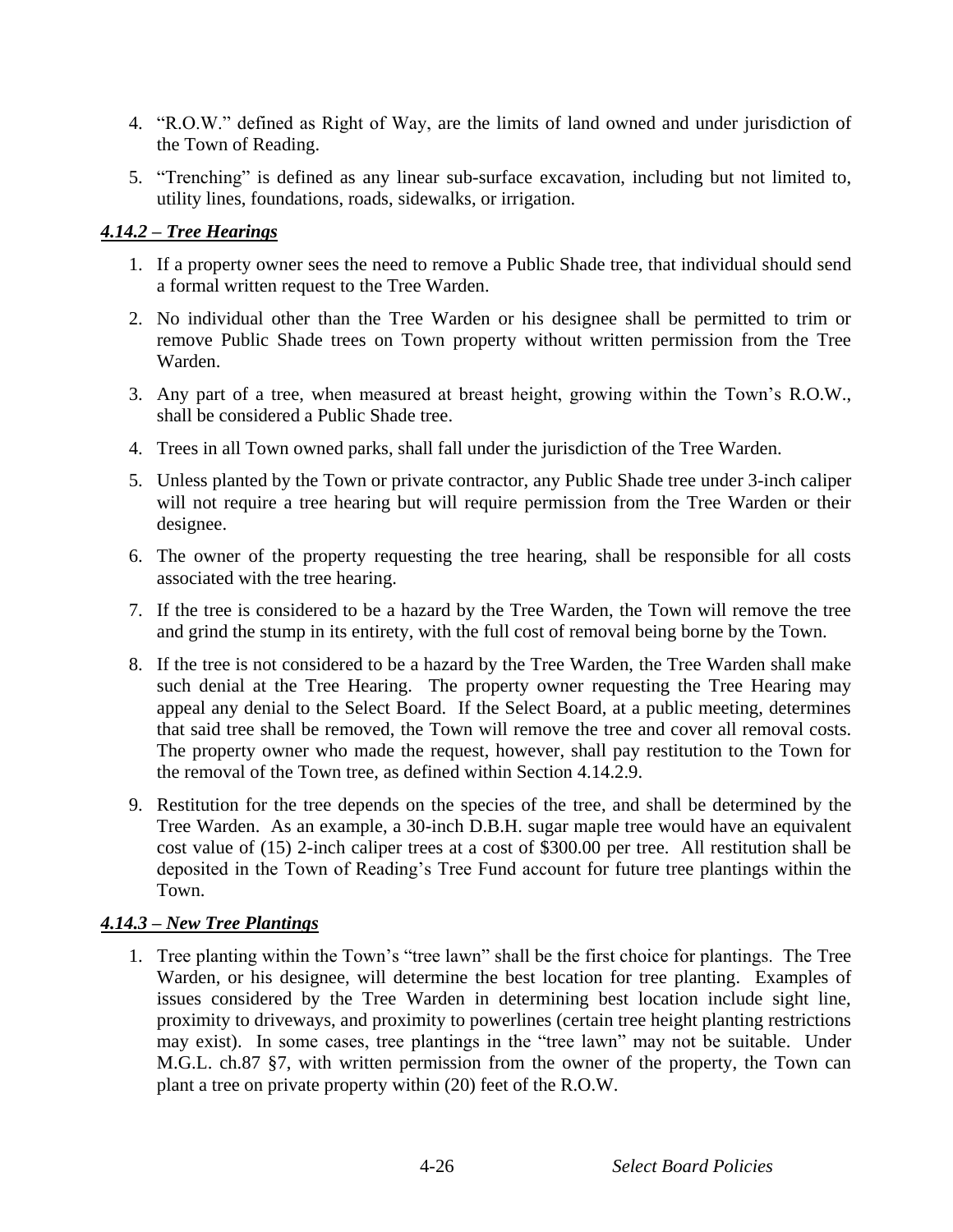4. "R.O.W." defined as Right of Way, are the limits of land owned and under jurisdiction of the Town of Reading.
5. "Trenching" is defined as any linear sub-surface excavation, including but not limited to, utility lines, foundations, roads, sidewalks, or irrigation.

### ***4.14.2 – Tree Hearings***

1. If a property owner sees the need to remove a Public Shade tree, that individual should send a formal written request to the Tree Warden.
2. No individual other than the Tree Warden or his designee shall be permitted to trim or remove Public Shade trees on Town property without written permission from the Tree Warden.
3. Any part of a tree, when measured at breast height, growing within the Town's R.O.W., shall be considered a Public Shade tree.
4. Trees in all Town owned parks, shall fall under the jurisdiction of the Tree Warden.
5. Unless planted by the Town or private contractor, any Public Shade tree under 3-inch caliper will not require a tree hearing but will require permission from the Tree Warden or their designee.
6. The owner of the property requesting the tree hearing, shall be responsible for all costs associated with the tree hearing.
7. If the tree is considered to be a hazard by the Tree Warden, the Town will remove the tree and grind the stump in its entirety, with the full cost of removal being borne by the Town.
8. If the tree is not considered to be a hazard by the Tree Warden, the Tree Warden shall make such denial at the Tree Hearing. The property owner requesting the Tree Hearing may appeal any denial to the Select Board. If the Select Board, at a public meeting, determines that said tree shall be removed, the Town will remove the tree and cover all removal costs. The property owner who made the request, however, shall pay restitution to the Town for the removal of the Town tree, as defined within Section 4.14.2.9.
9. Restitution for the tree depends on the species of the tree, and shall be determined by the Tree Warden. As an example, a 30-inch D.B.H. sugar maple tree would have an equivalent cost value of (15) 2-inch caliper trees at a cost of $300.00 per tree. All restitution shall be deposited in the Town of Reading's Tree Fund account for future tree plantings within the Town.

### ***4.14.3 – New Tree Plantings***

1. Tree planting within the Town's "tree lawn" shall be the first choice for plantings. The Tree Warden, or his designee, will determine the best location for tree planting. Examples of issues considered by the Tree Warden in determining best location include sight line, proximity to driveways, and proximity to powerlines (certain tree height planting restrictions may exist). In some cases, tree plantings in the "tree lawn" may not be suitable. Under M.G.L. ch.87 §7, with written permission from the owner of the property, the Town can plant a tree on private property within (20) feet of the R.O.W.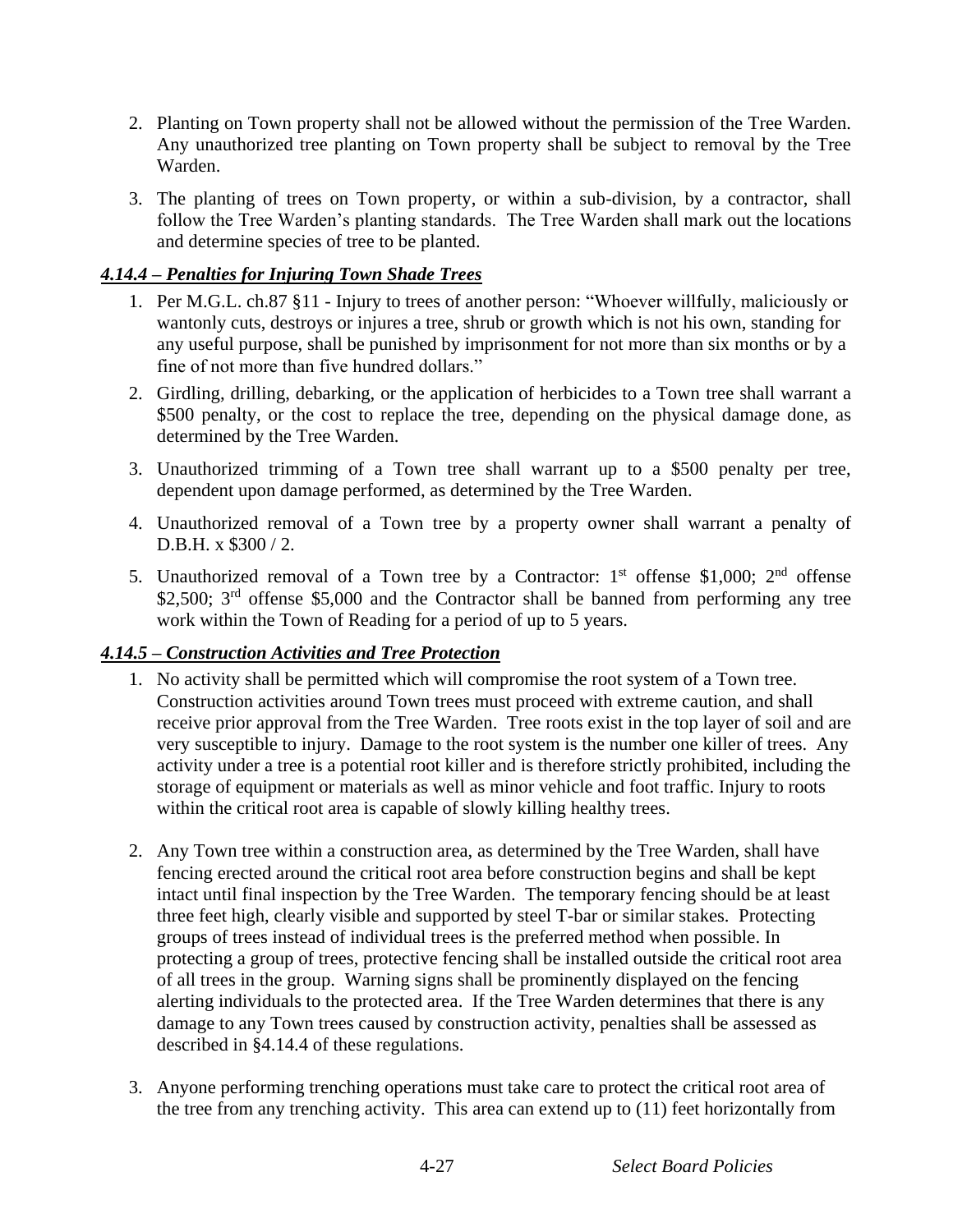2. Planting on Town property shall not be allowed without the permission of the Tree Warden. Any unauthorized tree planting on Town property shall be subject to removal by the Tree Warden.

3. The planting of trees on Town property, or within a sub-division, by a contractor, shall follow the Tree Warden's planting standards. The Tree Warden shall mark out the locations and determine species of tree to be planted.

### *4.14.4 – Penalties for Injuring Town Shade Trees*

1. Per M.G.L. ch.87 §11 - Injury to trees of another person: "Whoever willfully, maliciously or wantonly cuts, destroys or injures a tree, shrub or growth which is not his own, standing for any useful purpose, shall be punished by imprisonment for not more than six months or by a fine of not more than five hundred dollars."

2. Girdling, drilling, debarking, or the application of herbicides to a Town tree shall warrant a $500 penalty, or the cost to replace the tree, depending on the physical damage done, as determined by the Tree Warden.

3. Unauthorized trimming of a Town tree shall warrant up to a $500 penalty per tree, dependent upon damage performed, as determined by the Tree Warden.

4. Unauthorized removal of a Town tree by a property owner shall warrant a penalty of D.B.H. x $300 / 2.

5. Unauthorized removal of a Town tree by a Contractor: 1st offense $1,000; 2nd offense $2,500; 3rd offense $5,000 and the Contractor shall be banned from performing any tree work within the Town of Reading for a period of up to 5 years.

### *4.14.5 – Construction Activities and Tree Protection*

1. No activity shall be permitted which will compromise the root system of a Town tree. Construction activities around Town trees must proceed with extreme caution, and shall receive prior approval from the Tree Warden. Tree roots exist in the top layer of soil and are very susceptible to injury. Damage to the root system is the number one killer of trees. Any activity under a tree is a potential root killer and is therefore strictly prohibited, including the storage of equipment or materials as well as minor vehicle and foot traffic. Injury to roots within the critical root area is capable of slowly killing healthy trees.

2. Any Town tree within a construction area, as determined by the Tree Warden, shall have fencing erected around the critical root area before construction begins and shall be kept intact until final inspection by the Tree Warden. The temporary fencing should be at least three feet high, clearly visible and supported by steel T-bar or similar stakes. Protecting groups of trees instead of individual trees is the preferred method when possible. In protecting a group of trees, protective fencing shall be installed outside the critical root area of all trees in the group. Warning signs shall be prominently displayed on the fencing alerting individuals to the protected area. If the Tree Warden determines that there is any damage to any Town trees caused by construction activity, penalties shall be assessed as described in §4.14.4 of these regulations.

3. Anyone performing trenching operations must take care to protect the critical root area of the tree from any trenching activity. This area can extend up to (11) feet horizontally from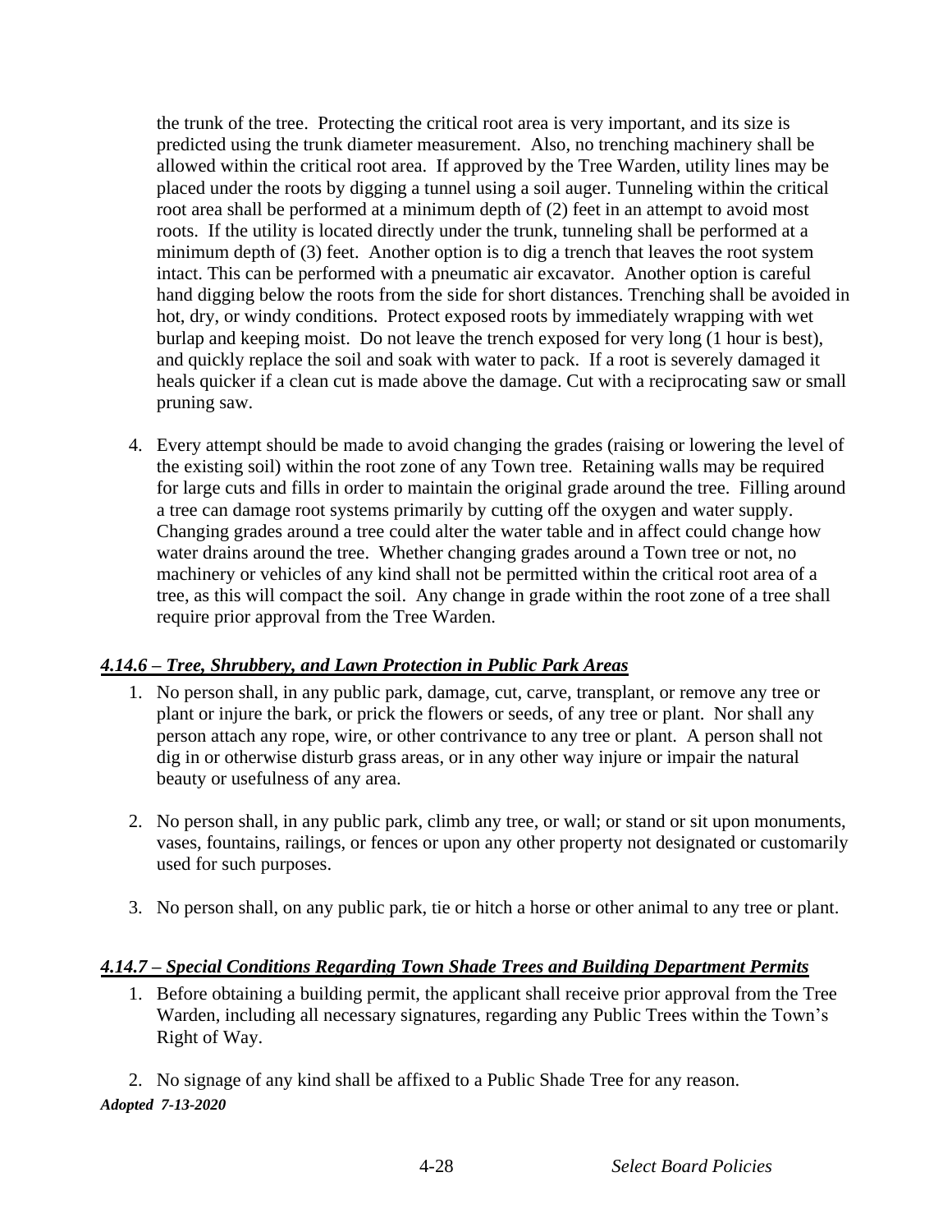the trunk of the tree. Protecting the critical root area is very important, and its size is predicted using the trunk diameter measurement. Also, no trenching machinery shall be allowed within the critical root area. If approved by the Tree Warden, utility lines may be placed under the roots by digging a tunnel using a soil auger. Tunneling within the critical root area shall be performed at a minimum depth of (2) feet in an attempt to avoid most roots. If the utility is located directly under the trunk, tunneling shall be performed at a minimum depth of (3) feet. Another option is to dig a trench that leaves the root system intact. This can be performed with a pneumatic air excavator. Another option is careful hand digging below the roots from the side for short distances. Trenching shall be avoided in hot, dry, or windy conditions. Protect exposed roots by immediately wrapping with wet burlap and keeping moist. Do not leave the trench exposed for very long (1 hour is best), and quickly replace the soil and soak with water to pack. If a root is severely damaged it heals quicker if a clean cut is made above the damage. Cut with a reciprocating saw or small pruning saw.

4. Every attempt should be made to avoid changing the grades (raising or lowering the level of the existing soil) within the root zone of any Town tree. Retaining walls may be required for large cuts and fills in order to maintain the original grade around the tree. Filling around a tree can damage root systems primarily by cutting off the oxygen and water supply. Changing grades around a tree could alter the water table and in affect could change how water drains around the tree. Whether changing grades around a Town tree or not, no machinery or vehicles of any kind shall not be permitted within the critical root area of a tree, as this will compact the soil. Any change in grade within the root zone of a tree shall require prior approval from the Tree Warden.

### *4.14.6 – Tree, Shrubbery, and Lawn Protection in Public Park Areas*

1. No person shall, in any public park, damage, cut, carve, transplant, or remove any tree or plant or injure the bark, or prick the flowers or seeds, of any tree or plant. Nor shall any person attach any rope, wire, or other contrivance to any tree or plant. A person shall not dig in or otherwise disturb grass areas, or in any other way injure or impair the natural beauty or usefulness of any area.

2. No person shall, in any public park, climb any tree, or wall; or stand or sit upon monuments, vases, fountains, railings, or fences or upon any other property not designated or customarily used for such purposes.

3. No person shall, on any public park, tie or hitch a horse or other animal to any tree or plant.

### *4.14.7 – Special Conditions Regarding Town Shade Trees and Building Department Permits*

1. Before obtaining a building permit, the applicant shall receive prior approval from the Tree Warden, including all necessary signatures, regarding any Public Trees within the Town's Right of Way.

2. No signage of any kind shall be affixed to a Public Shade Tree for any reason.

***Adopted 7-13-2020***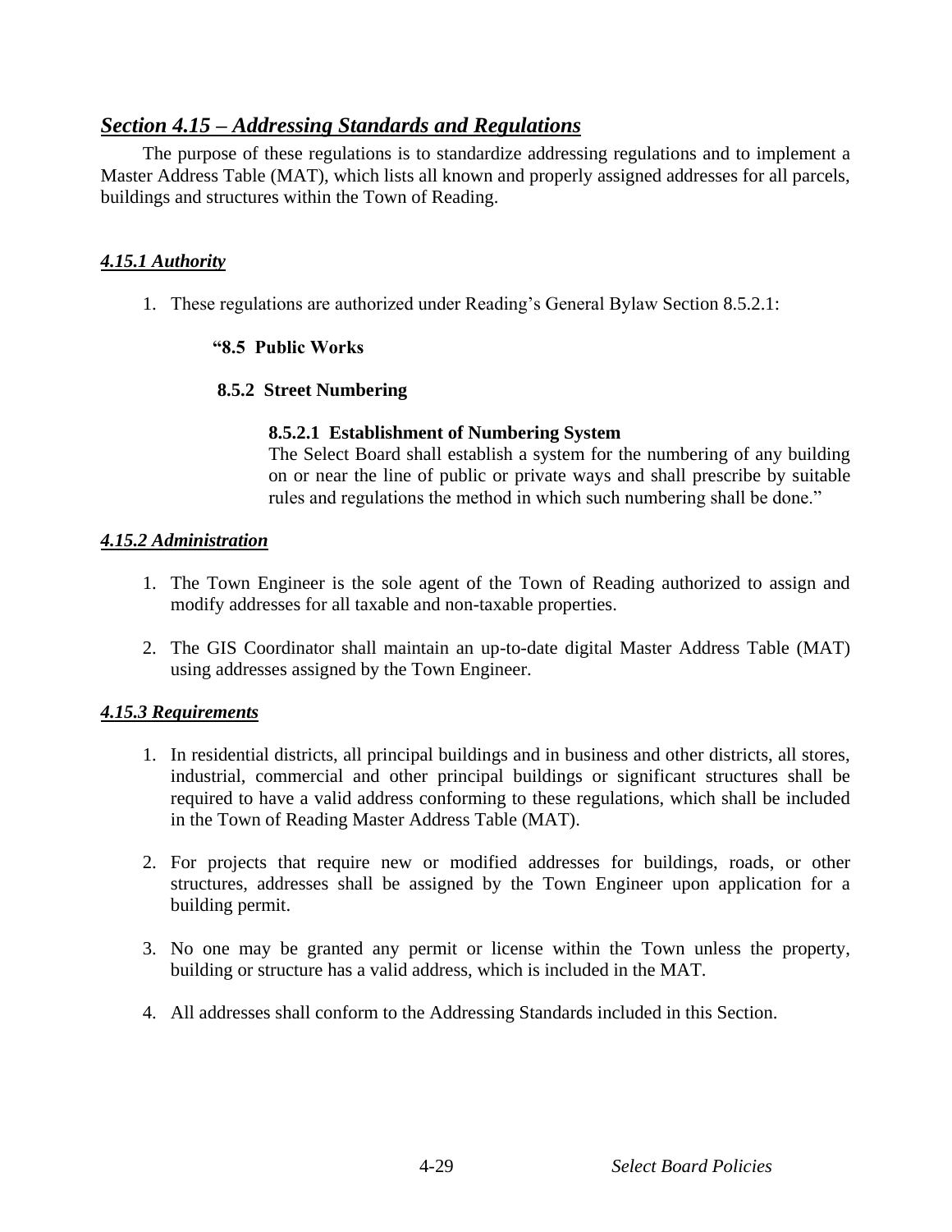## *Section 4.15 – Addressing Standards and Regulations*

The purpose of these regulations is to standardize addressing regulations and to implement a Master Address Table (MAT), which lists all known and properly assigned addresses for all parcels, buildings and structures within the Town of Reading.

### *4.15.1 Authority*

1. These regulations are authorized under Reading's General Bylaw Section 8.5.2.1:

> **"8.5 Public Works**
>
> **8.5.2 Street Numbering**
>
> **8.5.2.1 Establishment of Numbering System**
> The Select Board shall establish a system for the numbering of any building on or near the line of public or private ways and shall prescribe by suitable rules and regulations the method in which such numbering shall be done."

### *4.15.2 Administration*

1. The Town Engineer is the sole agent of the Town of Reading authorized to assign and modify addresses for all taxable and non-taxable properties.

2. The GIS Coordinator shall maintain an up-to-date digital Master Address Table (MAT) using addresses assigned by the Town Engineer.

### *4.15.3 Requirements*

1. In residential districts, all principal buildings and in business and other districts, all stores, industrial, commercial and other principal buildings or significant structures shall be required to have a valid address conforming to these regulations, which shall be included in the Town of Reading Master Address Table (MAT).

2. For projects that require new or modified addresses for buildings, roads, or other structures, addresses shall be assigned by the Town Engineer upon application for a building permit.

3. No one may be granted any permit or license within the Town unless the property, building or structure has a valid address, which is included in the MAT.

4. All addresses shall conform to the Addressing Standards included in this Section.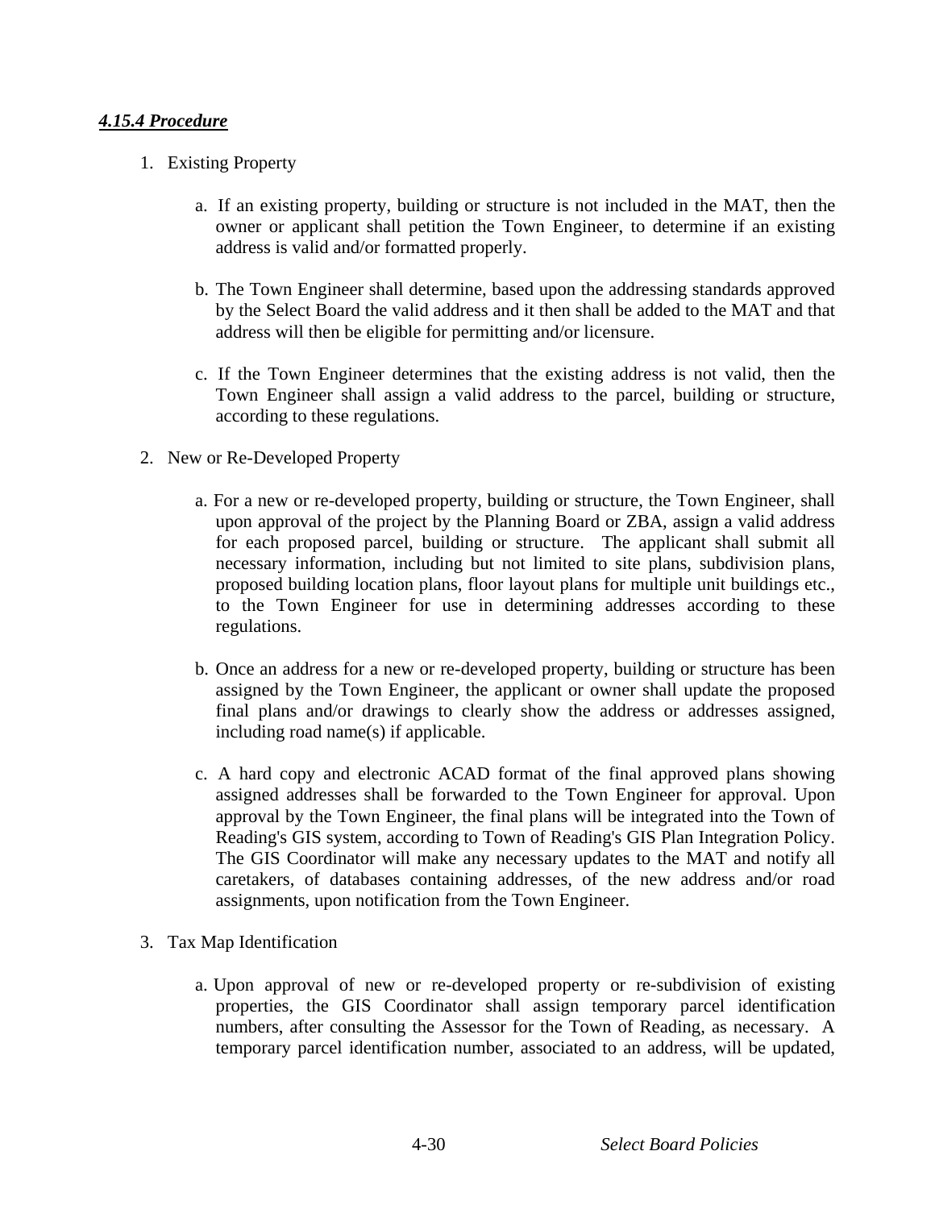### ***4.15.4 Procedure***

1. Existing Property

   a. If an existing property, building or structure is not included in the MAT, then the owner or applicant shall petition the Town Engineer, to determine if an existing address is valid and/or formatted properly.

   b. The Town Engineer shall determine, based upon the addressing standards approved by the Select Board the valid address and it then shall be added to the MAT and that address will then be eligible for permitting and/or licensure.

   c. If the Town Engineer determines that the existing address is not valid, then the Town Engineer shall assign a valid address to the parcel, building or structure, according to these regulations.

2. New or Re-Developed Property

   a. For a new or re-developed property, building or structure, the Town Engineer, shall upon approval of the project by the Planning Board or ZBA, assign a valid address for each proposed parcel, building or structure. The applicant shall submit all necessary information, including but not limited to site plans, subdivision plans, proposed building location plans, floor layout plans for multiple unit buildings etc., to the Town Engineer for use in determining addresses according to these regulations.

   b. Once an address for a new or re-developed property, building or structure has been assigned by the Town Engineer, the applicant or owner shall update the proposed final plans and/or drawings to clearly show the address or addresses assigned, including road name(s) if applicable.

   c. A hard copy and electronic ACAD format of the final approved plans showing assigned addresses shall be forwarded to the Town Engineer for approval. Upon approval by the Town Engineer, the final plans will be integrated into the Town of Reading's GIS system, according to Town of Reading's GIS Plan Integration Policy. The GIS Coordinator will make any necessary updates to the MAT and notify all caretakers, of databases containing addresses, of the new address and/or road assignments, upon notification from the Town Engineer.

3. Tax Map Identification

   a. Upon approval of new or re-developed property or re-subdivision of existing properties, the GIS Coordinator shall assign temporary parcel identification numbers, after consulting the Assessor for the Town of Reading, as necessary. A temporary parcel identification number, associated to an address, will be updated,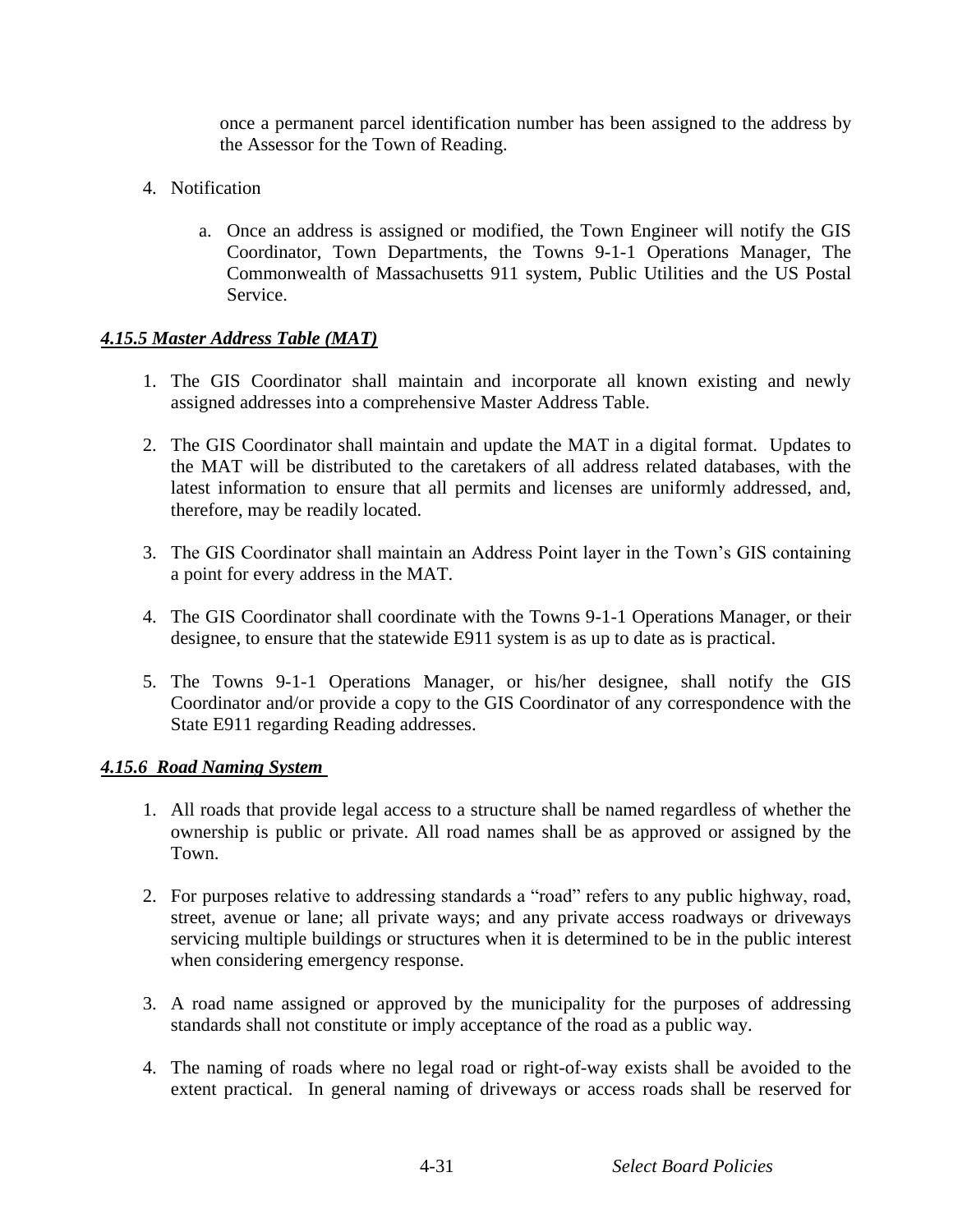once a permanent parcel identification number has been assigned to the address by the Assessor for the Town of Reading.

4. Notification

   a. Once an address is assigned or modified, the Town Engineer will notify the GIS Coordinator, Town Departments, the Towns 9-1-1 Operations Manager, The Commonwealth of Massachusetts 911 system, Public Utilities and the US Postal Service.

### *4.15.5 Master Address Table (MAT)*

1. The GIS Coordinator shall maintain and incorporate all known existing and newly assigned addresses into a comprehensive Master Address Table.

2. The GIS Coordinator shall maintain and update the MAT in a digital format. Updates to the MAT will be distributed to the caretakers of all address related databases, with the latest information to ensure that all permits and licenses are uniformly addressed, and, therefore, may be readily located.

3. The GIS Coordinator shall maintain an Address Point layer in the Town's GIS containing a point for every address in the MAT.

4. The GIS Coordinator shall coordinate with the Towns 9-1-1 Operations Manager, or their designee, to ensure that the statewide E911 system is as up to date as is practical.

5. The Towns 9-1-1 Operations Manager, or his/her designee, shall notify the GIS Coordinator and/or provide a copy to the GIS Coordinator of any correspondence with the State E911 regarding Reading addresses.

### *4.15.6 Road Naming System*

1. All roads that provide legal access to a structure shall be named regardless of whether the ownership is public or private. All road names shall be as approved or assigned by the Town.

2. For purposes relative to addressing standards a "road" refers to any public highway, road, street, avenue or lane; all private ways; and any private access roadways or driveways servicing multiple buildings or structures when it is determined to be in the public interest when considering emergency response.

3. A road name assigned or approved by the municipality for the purposes of addressing standards shall not constitute or imply acceptance of the road as a public way.

4. The naming of roads where no legal road or right-of-way exists shall be avoided to the extent practical. In general naming of driveways or access roads shall be reserved for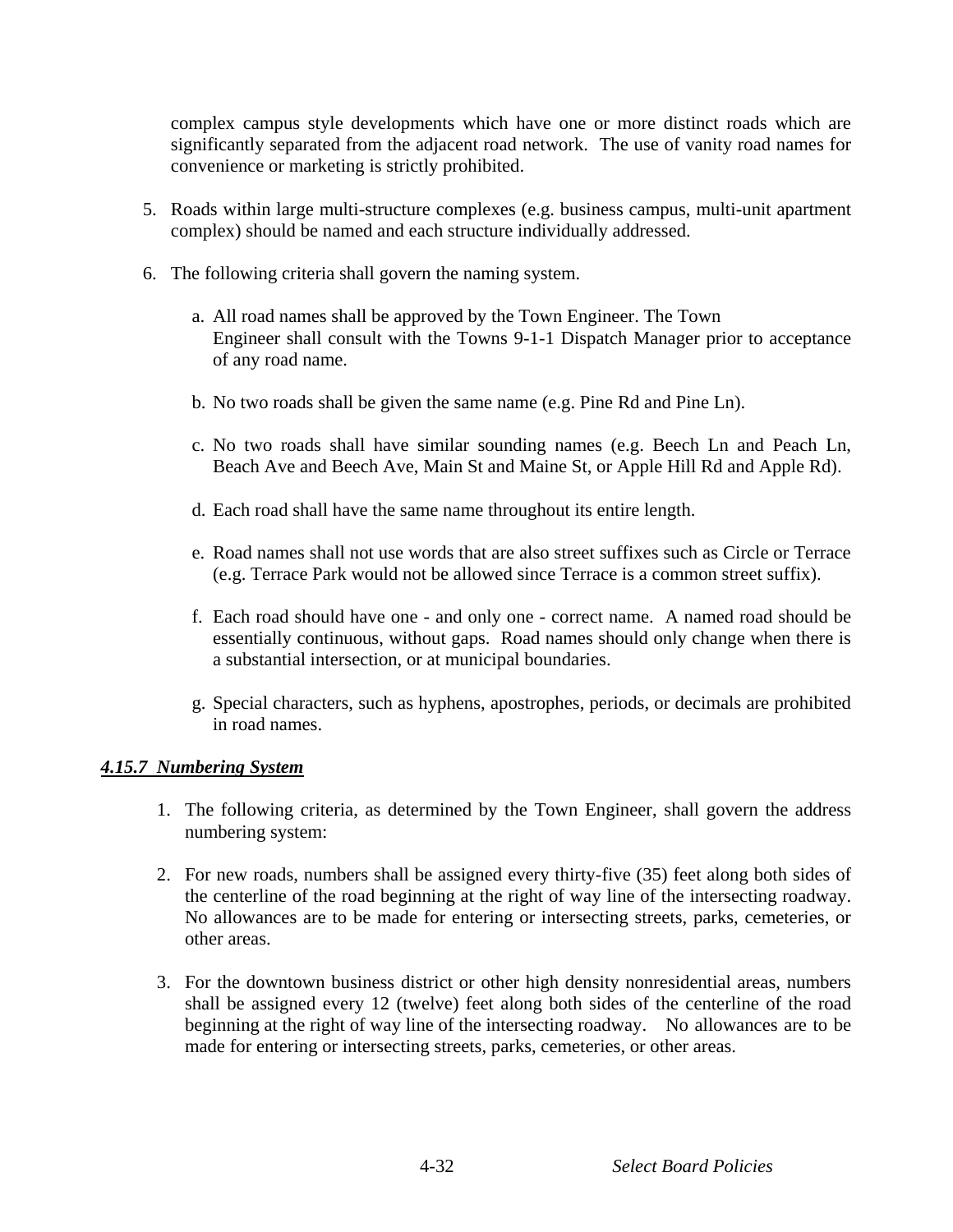complex campus style developments which have one or more distinct roads which are significantly separated from the adjacent road network. The use of vanity road names for convenience or marketing is strictly prohibited.

5. Roads within large multi-structure complexes (e.g. business campus, multi-unit apartment complex) should be named and each structure individually addressed.

6. The following criteria shall govern the naming system.

   a. All road names shall be approved by the Town Engineer. The Town Engineer shall consult with the Towns 9-1-1 Dispatch Manager prior to acceptance of any road name.

   b. No two roads shall be given the same name (e.g. Pine Rd and Pine Ln).

   c. No two roads shall have similar sounding names (e.g. Beech Ln and Peach Ln, Beach Ave and Beech Ave, Main St and Maine St, or Apple Hill Rd and Apple Rd).

   d. Each road shall have the same name throughout its entire length.

   e. Road names shall not use words that are also street suffixes such as Circle or Terrace (e.g. Terrace Park would not be allowed since Terrace is a common street suffix).

   f. Each road should have one - and only one - correct name. A named road should be essentially continuous, without gaps. Road names should only change when there is a substantial intersection, or at municipal boundaries.

   g. Special characters, such as hyphens, apostrophes, periods, or decimals are prohibited in road names.

### ***4.15.7 Numbering System***

1. The following criteria, as determined by the Town Engineer, shall govern the address numbering system:

2. For new roads, numbers shall be assigned every thirty-five (35) feet along both sides of the centerline of the road beginning at the right of way line of the intersecting roadway. No allowances are to be made for entering or intersecting streets, parks, cemeteries, or other areas.

3. For the downtown business district or other high density nonresidential areas, numbers shall be assigned every 12 (twelve) feet along both sides of the centerline of the road beginning at the right of way line of the intersecting roadway. No allowances are to be made for entering or intersecting streets, parks, cemeteries, or other areas.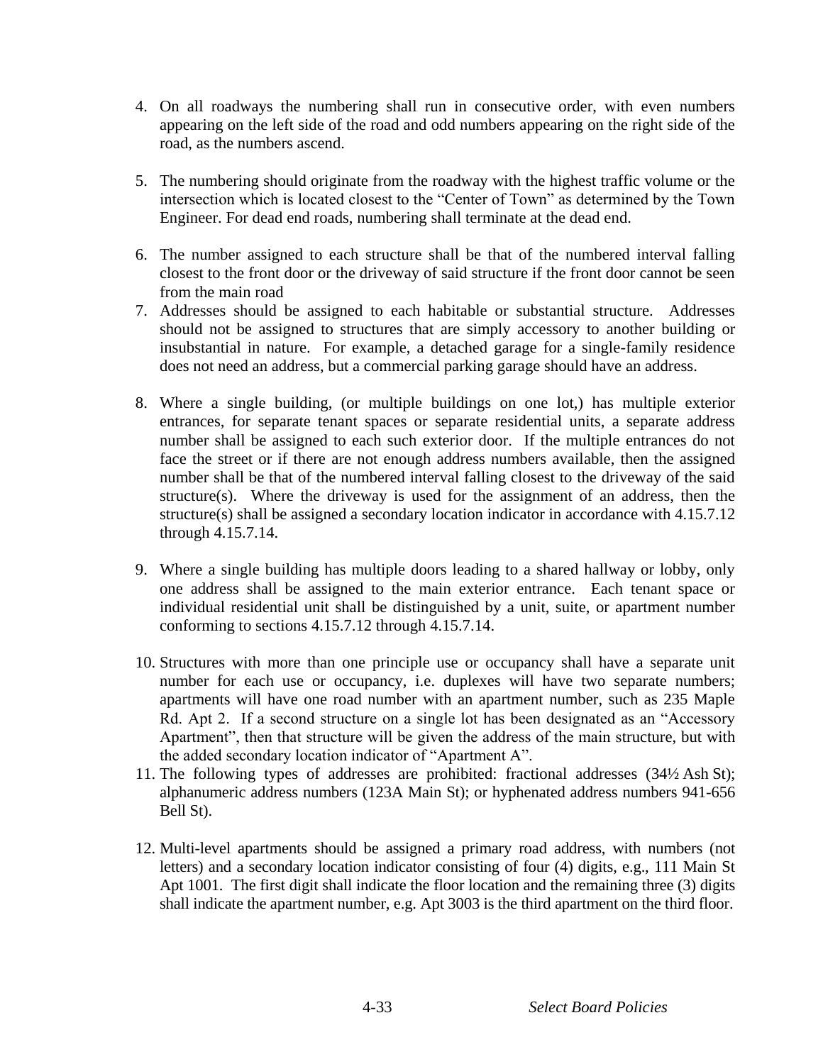4. On all roadways the numbering shall run in consecutive order, with even numbers appearing on the left side of the road and odd numbers appearing on the right side of the road, as the numbers ascend.

5. The numbering should originate from the roadway with the highest traffic volume or the intersection which is located closest to the "Center of Town" as determined by the Town Engineer. For dead end roads, numbering shall terminate at the dead end.

6. The number assigned to each structure shall be that of the numbered interval falling closest to the front door or the driveway of said structure if the front door cannot be seen from the main road

7. Addresses should be assigned to each habitable or substantial structure. Addresses should not be assigned to structures that are simply accessory to another building or insubstantial in nature. For example, a detached garage for a single-family residence does not need an address, but a commercial parking garage should have an address.

8. Where a single building, (or multiple buildings on one lot,) has multiple exterior entrances, for separate tenant spaces or separate residential units, a separate address number shall be assigned to each such exterior door. If the multiple entrances do not face the street or if there are not enough address numbers available, then the assigned number shall be that of the numbered interval falling closest to the driveway of the said structure(s). Where the driveway is used for the assignment of an address, then the structure(s) shall be assigned a secondary location indicator in accordance with 4.15.7.12 through 4.15.7.14.

9. Where a single building has multiple doors leading to a shared hallway or lobby, only one address shall be assigned to the main exterior entrance. Each tenant space or individual residential unit shall be distinguished by a unit, suite, or apartment number conforming to sections 4.15.7.12 through 4.15.7.14.

10. Structures with more than one principle use or occupancy shall have a separate unit number for each use or occupancy, i.e. duplexes will have two separate numbers; apartments will have one road number with an apartment number, such as 235 Maple Rd. Apt 2. If a second structure on a single lot has been designated as an "Accessory Apartment", then that structure will be given the address of the main structure, but with the added secondary location indicator of "Apartment A".

11. The following types of addresses are prohibited: fractional addresses (34½ Ash St); alphanumeric address numbers (123A Main St); or hyphenated address numbers 941-656 Bell St).

12. Multi-level apartments should be assigned a primary road address, with numbers (not letters) and a secondary location indicator consisting of four (4) digits, e.g., 111 Main St Apt 1001. The first digit shall indicate the floor location and the remaining three (3) digits shall indicate the apartment number, e.g. Apt 3003 is the third apartment on the third floor.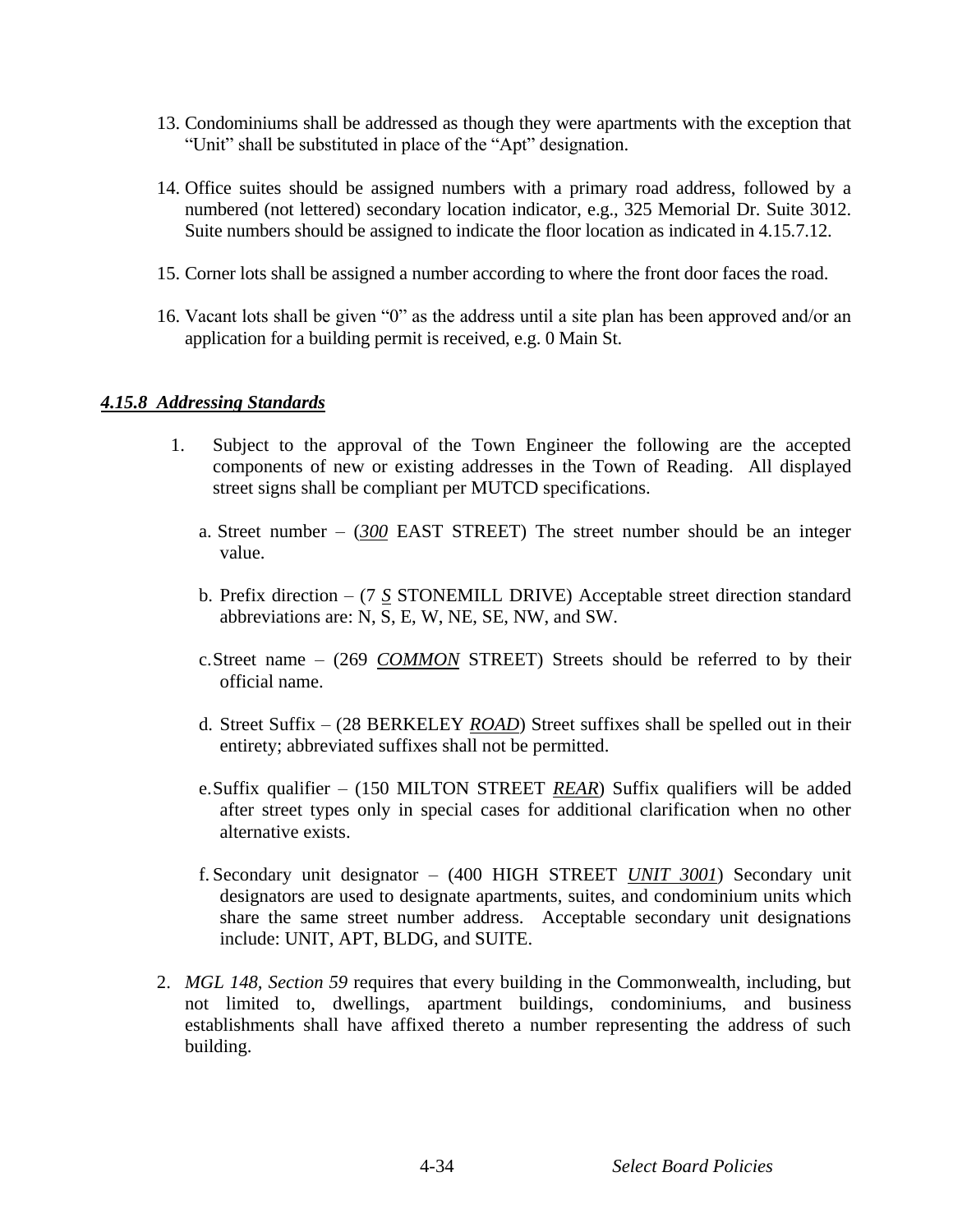13. Condominiums shall be addressed as though they were apartments with the exception that "Unit" shall be substituted in place of the "Apt" designation.

14. Office suites should be assigned numbers with a primary road address, followed by a numbered (not lettered) secondary location indicator, e.g., 325 Memorial Dr. Suite 3012. Suite numbers should be assigned to indicate the floor location as indicated in 4.15.7.12.

15. Corner lots shall be assigned a number according to where the front door faces the road.

16. Vacant lots shall be given "0" as the address until a site plan has been approved and/or an application for a building permit is received, e.g. 0 Main St.

### *4.15.8 Addressing Standards*

1. Subject to the approval of the Town Engineer the following are the accepted components of new or existing addresses in the Town of Reading. All displayed street signs shall be compliant per MUTCD specifications.

   a. Street number – (***300*** EAST STREET) The street number should be an integer value.

   b. Prefix direction – (7 ***S*** STONEMILL DRIVE) Acceptable street direction standard abbreviations are: N, S, E, W, NE, SE, NW, and SW.

   c. Street name – (269 ***COMMON*** STREET) Streets should be referred to by their official name.

   d. Street Suffix – (28 BERKELEY ***ROAD***) Street suffixes shall be spelled out in their entirety; abbreviated suffixes shall not be permitted.

   e. Suffix qualifier – (150 MILTON STREET ***REAR***) Suffix qualifiers will be added after street types only in special cases for additional clarification when no other alternative exists.

   f. Secondary unit designator – (400 HIGH STREET ***UNIT 3001***) Secondary unit designators are used to designate apartments, suites, and condominium units which share the same street number address. Acceptable secondary unit designations include: UNIT, APT, BLDG, and SUITE.

2. *MGL 148, Section 59* requires that every building in the Commonwealth, including, but not limited to, dwellings, apartment buildings, condominiums, and business establishments shall have affixed thereto a number representing the address of such building.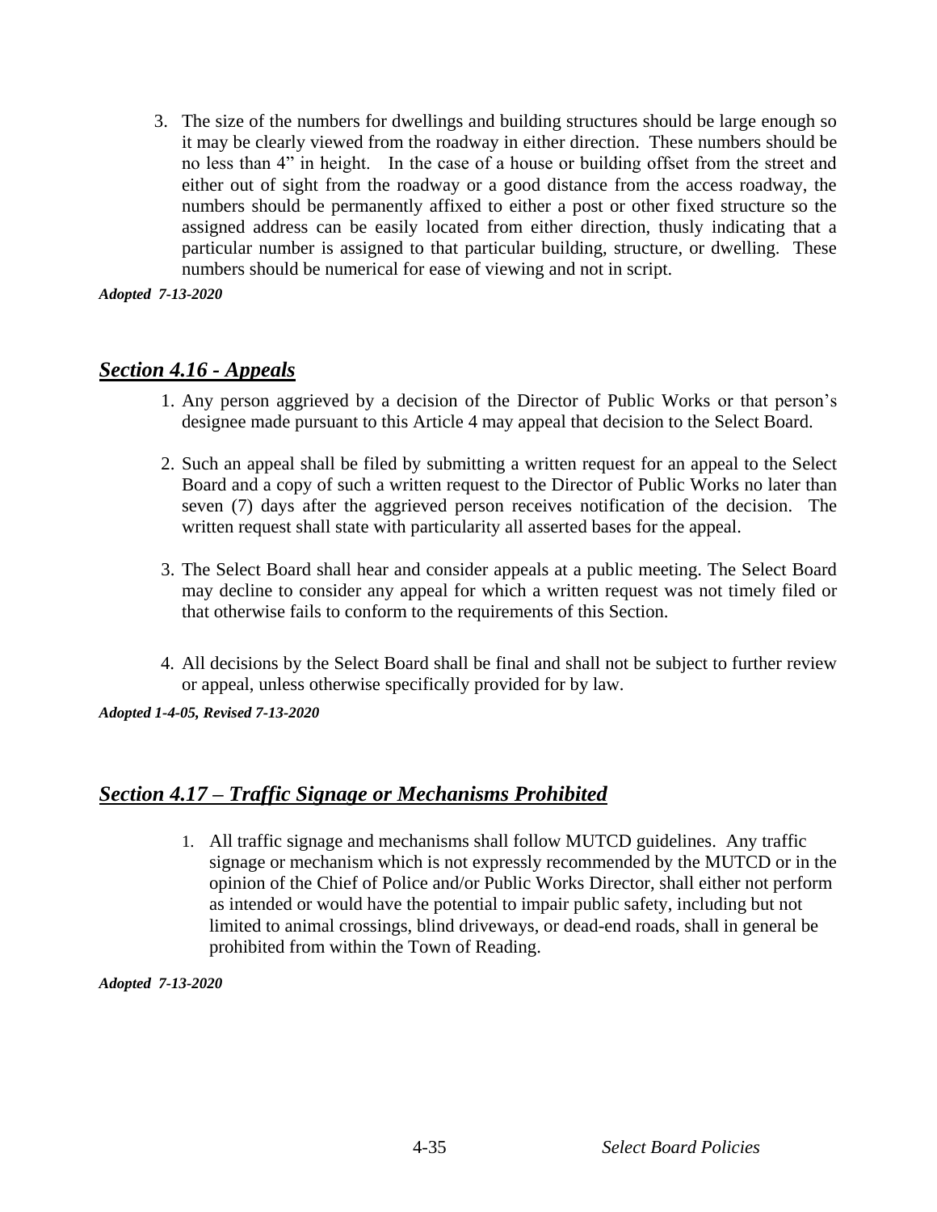3. The size of the numbers for dwellings and building structures should be large enough so it may be clearly viewed from the roadway in either direction. These numbers should be no less than 4" in height. In the case of a house or building offset from the street and either out of sight from the roadway or a good distance from the access roadway, the numbers should be permanently affixed to either a post or other fixed structure so the assigned address can be easily located from either direction, thusly indicating that a particular number is assigned to that particular building, structure, or dwelling. These numbers should be numerical for ease of viewing and not in script.

***Adopted 7-13-2020***

## ***Section 4.16 - Appeals***

1. Any person aggrieved by a decision of the Director of Public Works or that person's designee made pursuant to this Article 4 may appeal that decision to the Select Board.

2. Such an appeal shall be filed by submitting a written request for an appeal to the Select Board and a copy of such a written request to the Director of Public Works no later than seven (7) days after the aggrieved person receives notification of the decision. The written request shall state with particularity all asserted bases for the appeal.

3. The Select Board shall hear and consider appeals at a public meeting. The Select Board may decline to consider any appeal for which a written request was not timely filed or that otherwise fails to conform to the requirements of this Section.

4. All decisions by the Select Board shall be final and shall not be subject to further review or appeal, unless otherwise specifically provided for by law.

***Adopted 1-4-05, Revised 7-13-2020***

## ***Section 4.17 – Traffic Signage or Mechanisms Prohibited***

1. All traffic signage and mechanisms shall follow MUTCD guidelines. Any traffic signage or mechanism which is not expressly recommended by the MUTCD or in the opinion of the Chief of Police and/or Public Works Director, shall either not perform as intended or would have the potential to impair public safety, including but not limited to animal crossings, blind driveways, or dead-end roads, shall in general be prohibited from within the Town of Reading.

***Adopted 7-13-2020***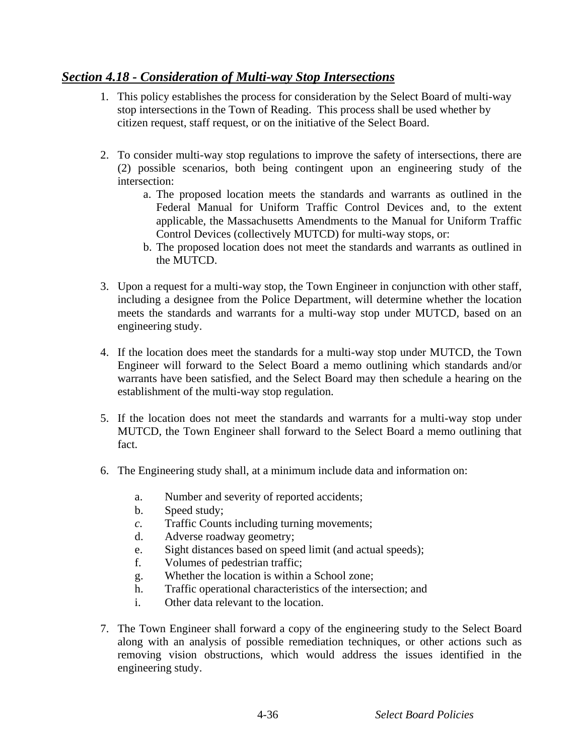## ***Section 4.18 - Consideration of Multi-way Stop Intersections***

1. This policy establishes the process for consideration by the Select Board of multi-way stop intersections in the Town of Reading. This process shall be used whether by citizen request, staff request, or on the initiative of the Select Board.

2. To consider multi-way stop regulations to improve the safety of intersections, there are (2) possible scenarios, both being contingent upon an engineering study of the intersection:
   a. The proposed location meets the standards and warrants as outlined in the Federal Manual for Uniform Traffic Control Devices and, to the extent applicable, the Massachusetts Amendments to the Manual for Uniform Traffic Control Devices (collectively MUTCD) for multi-way stops, or:
   b. The proposed location does not meet the standards and warrants as outlined in the MUTCD.

3. Upon a request for a multi-way stop, the Town Engineer in conjunction with other staff, including a designee from the Police Department, will determine whether the location meets the standards and warrants for a multi-way stop under MUTCD, based on an engineering study.

4. If the location does meet the standards for a multi-way stop under MUTCD, the Town Engineer will forward to the Select Board a memo outlining which standards and/or warrants have been satisfied, and the Select Board may then schedule a hearing on the establishment of the multi-way stop regulation.

5. If the location does not meet the standards and warrants for a multi-way stop under MUTCD, the Town Engineer shall forward to the Select Board a memo outlining that fact.

6. The Engineering study shall, at a minimum include data and information on:

   a. Number and severity of reported accidents;
   b. Speed study;
   *c.* Traffic Counts including turning movements;
   d. Adverse roadway geometry;
   e. Sight distances based on speed limit (and actual speeds);
   f. Volumes of pedestrian traffic;
   g. Whether the location is within a School zone;
   h. Traffic operational characteristics of the intersection; and
   i. Other data relevant to the location.

7. The Town Engineer shall forward a copy of the engineering study to the Select Board along with an analysis of possible remediation techniques, or other actions such as removing vision obstructions, which would address the issues identified in the engineering study.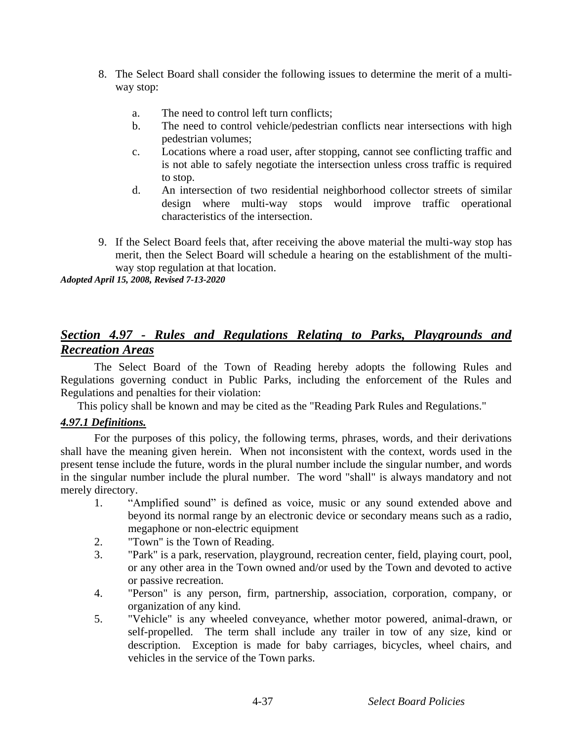8. The Select Board shall consider the following issues to determine the merit of a multi-way stop:

   a. The need to control left turn conflicts;
   b. The need to control vehicle/pedestrian conflicts near intersections with high pedestrian volumes;
   c. Locations where a road user, after stopping, cannot see conflicting traffic and is not able to safely negotiate the intersection unless cross traffic is required to stop.
   d. An intersection of two residential neighborhood collector streets of similar design where multi-way stops would improve traffic operational characteristics of the intersection.

9. If the Select Board feels that, after receiving the above material the multi-way stop has merit, then the Select Board will schedule a hearing on the establishment of the multi-way stop regulation at that location.

***Adopted April 15, 2008, Revised 7-13-2020***

## ***Section 4.97 - Rules and Regulations Relating to Parks, Playgrounds and Recreation Areas***

The Select Board of the Town of Reading hereby adopts the following Rules and Regulations governing conduct in Public Parks, including the enforcement of the Rules and Regulations and penalties for their violation:

This policy shall be known and may be cited as the "Reading Park Rules and Regulations."

### ***4.97.1 Definitions.***

For the purposes of this policy, the following terms, phrases, words, and their derivations shall have the meaning given herein. When not inconsistent with the context, words used in the present tense include the future, words in the plural number include the singular number, and words in the singular number include the plural number. The word "shall" is always mandatory and not merely directory.

1. "Amplified sound" is defined as voice, music or any sound extended above and beyond its normal range by an electronic device or secondary means such as a radio, megaphone or non-electric equipment
2. "Town" is the Town of Reading.
3. "Park" is a park, reservation, playground, recreation center, field, playing court, pool, or any other area in the Town owned and/or used by the Town and devoted to active or passive recreation.
4. "Person" is any person, firm, partnership, association, corporation, company, or organization of any kind.
5. "Vehicle" is any wheeled conveyance, whether motor powered, animal-drawn, or self-propelled. The term shall include any trailer in tow of any size, kind or description. Exception is made for baby carriages, bicycles, wheel chairs, and vehicles in the service of the Town parks.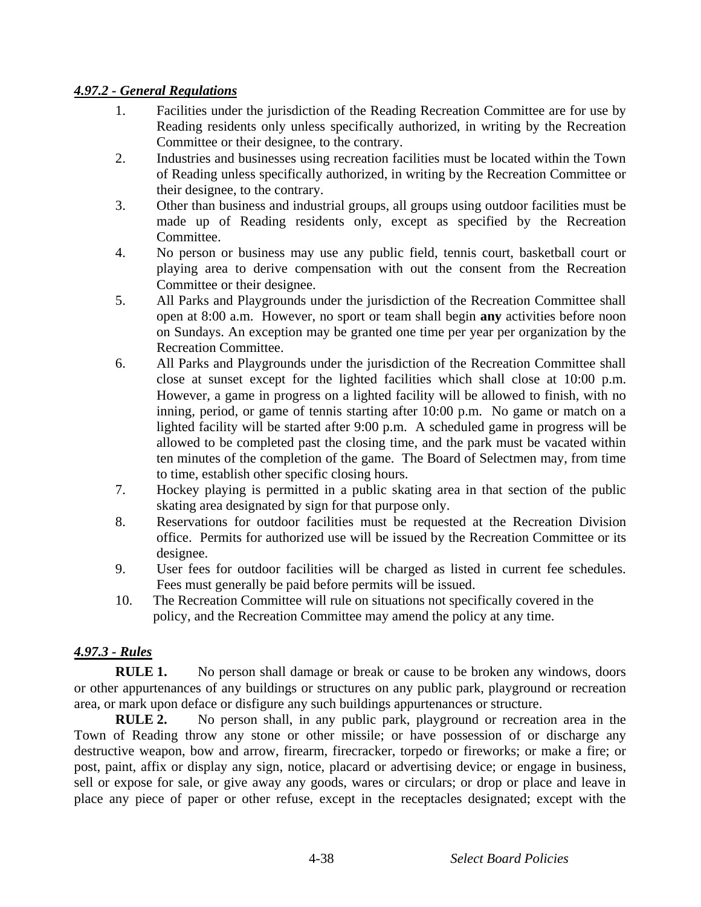### ***4.97.2 - General Regulations***

1. Facilities under the jurisdiction of the Reading Recreation Committee are for use by Reading residents only unless specifically authorized, in writing by the Recreation Committee or their designee, to the contrary.
2. Industries and businesses using recreation facilities must be located within the Town of Reading unless specifically authorized, in writing by the Recreation Committee or their designee, to the contrary.
3. Other than business and industrial groups, all groups using outdoor facilities must be made up of Reading residents only, except as specified by the Recreation Committee.
4. No person or business may use any public field, tennis court, basketball court or playing area to derive compensation with out the consent from the Recreation Committee or their designee.
5. All Parks and Playgrounds under the jurisdiction of the Recreation Committee shall open at 8:00 a.m. However, no sport or team shall begin **any** activities before noon on Sundays. An exception may be granted one time per year per organization by the Recreation Committee.
6. All Parks and Playgrounds under the jurisdiction of the Recreation Committee shall close at sunset except for the lighted facilities which shall close at 10:00 p.m. However, a game in progress on a lighted facility will be allowed to finish, with no inning, period, or game of tennis starting after 10:00 p.m. No game or match on a lighted facility will be started after 9:00 p.m. A scheduled game in progress will be allowed to be completed past the closing time, and the park must be vacated within ten minutes of the completion of the game. The Board of Selectmen may, from time to time, establish other specific closing hours.
7. Hockey playing is permitted in a public skating area in that section of the public skating area designated by sign for that purpose only.
8. Reservations for outdoor facilities must be requested at the Recreation Division office. Permits for authorized use will be issued by the Recreation Committee or its designee.
9. User fees for outdoor facilities will be charged as listed in current fee schedules. Fees must generally be paid before permits will be issued.
10. The Recreation Committee will rule on situations not specifically covered in the policy, and the Recreation Committee may amend the policy at any time.

### ***4.97.3 - Rules***

**RULE 1.** No person shall damage or break or cause to be broken any windows, doors or other appurtenances of any buildings or structures on any public park, playground or recreation area, or mark upon deface or disfigure any such buildings appurtenances or structure.

**RULE 2.** No person shall, in any public park, playground or recreation area in the Town of Reading throw any stone or other missile; or have possession of or discharge any destructive weapon, bow and arrow, firearm, firecracker, torpedo or fireworks; or make a fire; or post, paint, affix or display any sign, notice, placard or advertising device; or engage in business, sell or expose for sale, or give away any goods, wares or circulars; or drop or place and leave in place any piece of paper or other refuse, except in the receptacles designated; except with the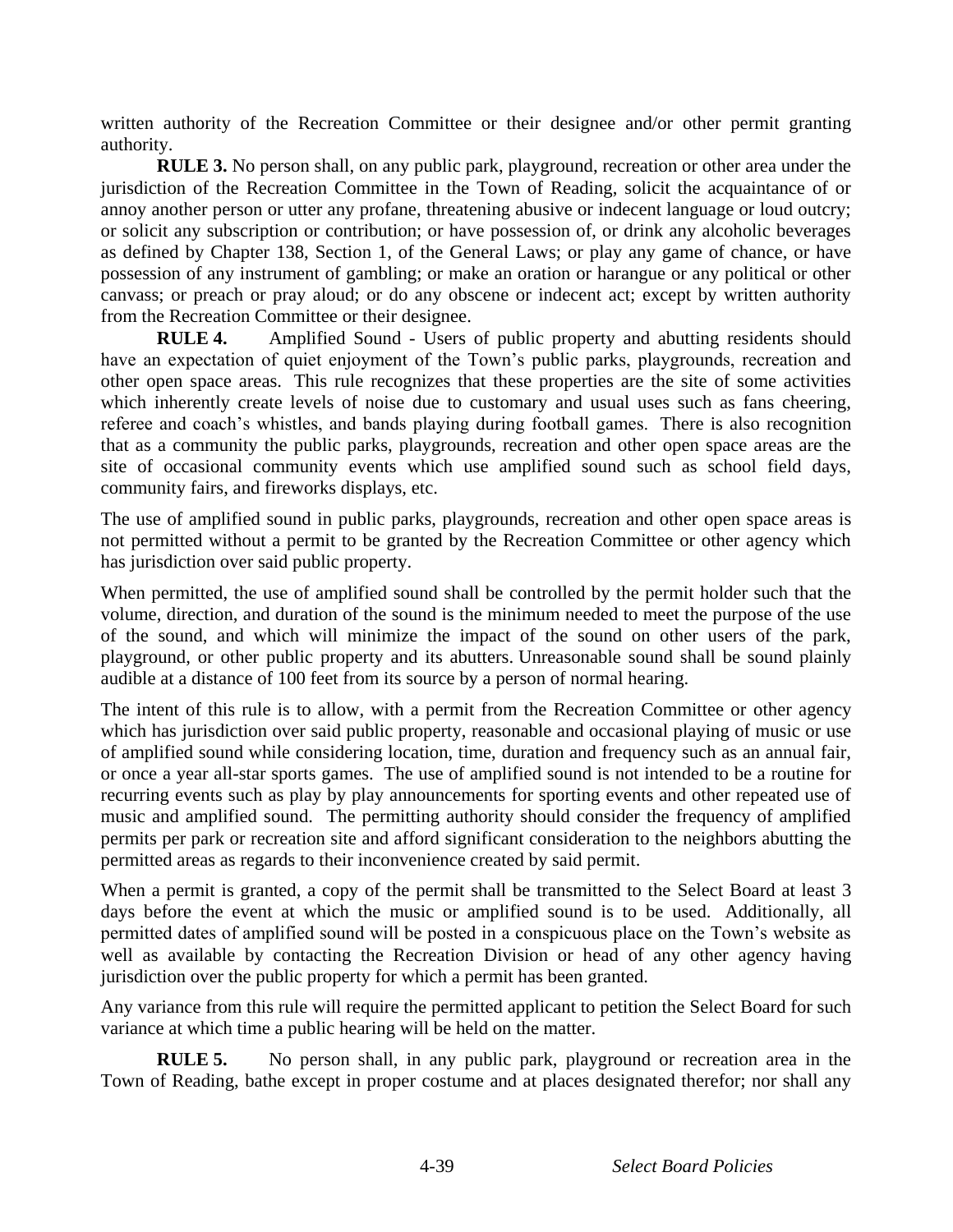written authority of the Recreation Committee or their designee and/or other permit granting authority.

**RULE 3.** No person shall, on any public park, playground, recreation or other area under the jurisdiction of the Recreation Committee in the Town of Reading, solicit the acquaintance of or annoy another person or utter any profane, threatening abusive or indecent language or loud outcry; or solicit any subscription or contribution; or have possession of, or drink any alcoholic beverages as defined by Chapter 138, Section 1, of the General Laws; or play any game of chance, or have possession of any instrument of gambling; or make an oration or harangue or any political or other canvass; or preach or pray aloud; or do any obscene or indecent act; except by written authority from the Recreation Committee or their designee.

**RULE 4.** Amplified Sound - Users of public property and abutting residents should have an expectation of quiet enjoyment of the Town's public parks, playgrounds, recreation and other open space areas. This rule recognizes that these properties are the site of some activities which inherently create levels of noise due to customary and usual uses such as fans cheering, referee and coach's whistles, and bands playing during football games. There is also recognition that as a community the public parks, playgrounds, recreation and other open space areas are the site of occasional community events which use amplified sound such as school field days, community fairs, and fireworks displays, etc.

The use of amplified sound in public parks, playgrounds, recreation and other open space areas is not permitted without a permit to be granted by the Recreation Committee or other agency which has jurisdiction over said public property.

When permitted, the use of amplified sound shall be controlled by the permit holder such that the volume, direction, and duration of the sound is the minimum needed to meet the purpose of the use of the sound, and which will minimize the impact of the sound on other users of the park, playground, or other public property and its abutters. Unreasonable sound shall be sound plainly audible at a distance of 100 feet from its source by a person of normal hearing.

The intent of this rule is to allow, with a permit from the Recreation Committee or other agency which has jurisdiction over said public property, reasonable and occasional playing of music or use of amplified sound while considering location, time, duration and frequency such as an annual fair, or once a year all-star sports games. The use of amplified sound is not intended to be a routine for recurring events such as play by play announcements for sporting events and other repeated use of music and amplified sound. The permitting authority should consider the frequency of amplified permits per park or recreation site and afford significant consideration to the neighbors abutting the permitted areas as regards to their inconvenience created by said permit.

When a permit is granted, a copy of the permit shall be transmitted to the Select Board at least 3 days before the event at which the music or amplified sound is to be used. Additionally, all permitted dates of amplified sound will be posted in a conspicuous place on the Town's website as well as available by contacting the Recreation Division or head of any other agency having jurisdiction over the public property for which a permit has been granted.

Any variance from this rule will require the permitted applicant to petition the Select Board for such variance at which time a public hearing will be held on the matter.

**RULE 5.** No person shall, in any public park, playground or recreation area in the Town of Reading, bathe except in proper costume and at places designated therefor; nor shall any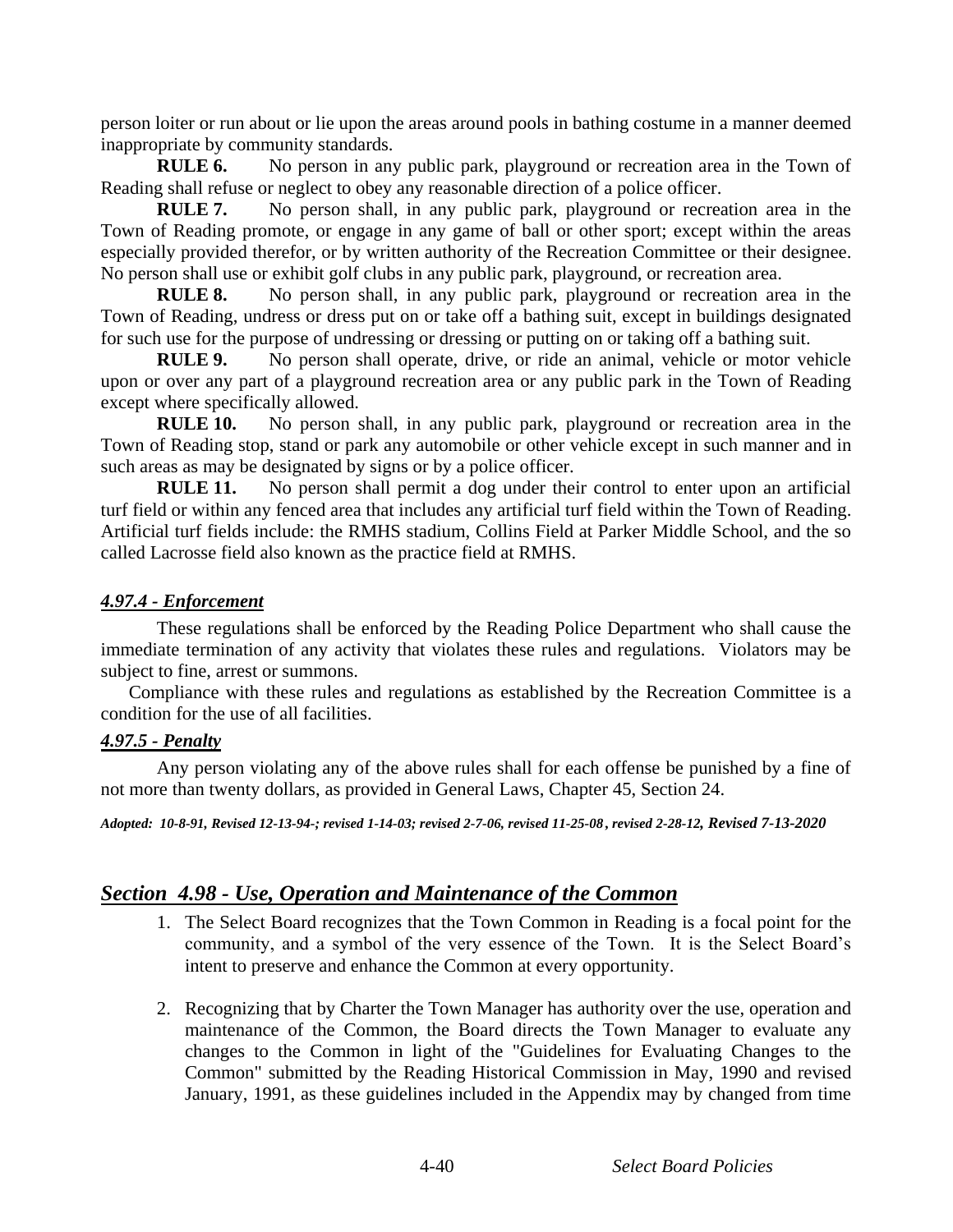person loiter or run about or lie upon the areas around pools in bathing costume in a manner deemed inappropriate by community standards.

**RULE 6.** No person in any public park, playground or recreation area in the Town of Reading shall refuse or neglect to obey any reasonable direction of a police officer.

**RULE 7.** No person shall, in any public park, playground or recreation area in the Town of Reading promote, or engage in any game of ball or other sport; except within the areas especially provided therefor, or by written authority of the Recreation Committee or their designee. No person shall use or exhibit golf clubs in any public park, playground, or recreation area.

**RULE 8.** No person shall, in any public park, playground or recreation area in the Town of Reading, undress or dress put on or take off a bathing suit, except in buildings designated for such use for the purpose of undressing or dressing or putting on or taking off a bathing suit.

**RULE 9.** No person shall operate, drive, or ride an animal, vehicle or motor vehicle upon or over any part of a playground recreation area or any public park in the Town of Reading except where specifically allowed.

**RULE 10.** No person shall, in any public park, playground or recreation area in the Town of Reading stop, stand or park any automobile or other vehicle except in such manner and in such areas as may be designated by signs or by a police officer.

**RULE 11.** No person shall permit a dog under their control to enter upon an artificial turf field or within any fenced area that includes any artificial turf field within the Town of Reading. Artificial turf fields include: the RMHS stadium, Collins Field at Parker Middle School, and the so called Lacrosse field also known as the practice field at RMHS.

### *4.97.4 - Enforcement*

These regulations shall be enforced by the Reading Police Department who shall cause the immediate termination of any activity that violates these rules and regulations. Violators may be subject to fine, arrest or summons.

Compliance with these rules and regulations as established by the Recreation Committee is a condition for the use of all facilities.

### *4.97.5 - Penalty*

Any person violating any of the above rules shall for each offense be punished by a fine of not more than twenty dollars, as provided in General Laws, Chapter 45, Section 24.

***Adopted: 10-8-91, Revised 12-13-94-; revised 1-14-03; revised 2-7-06, revised 11-25-08, revised 2-28-12, Revised 7-13-2020***

## *Section 4.98 - Use, Operation and Maintenance of the Common*

1. The Select Board recognizes that the Town Common in Reading is a focal point for the community, and a symbol of the very essence of the Town. It is the Select Board's intent to preserve and enhance the Common at every opportunity.

2. Recognizing that by Charter the Town Manager has authority over the use, operation and maintenance of the Common, the Board directs the Town Manager to evaluate any changes to the Common in light of the "Guidelines for Evaluating Changes to the Common" submitted by the Reading Historical Commission in May, 1990 and revised January, 1991, as these guidelines included in the Appendix may by changed from time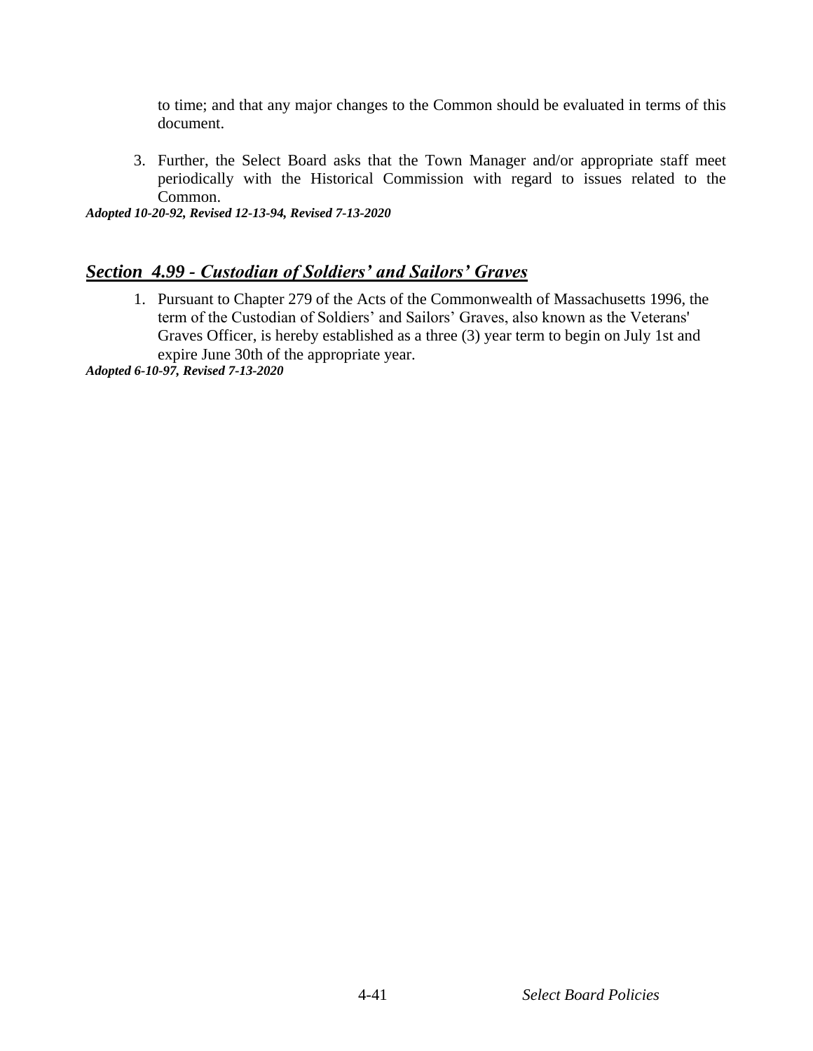to time; and that any major changes to the Common should be evaluated in terms of this document.

3. Further, the Select Board asks that the Town Manager and/or appropriate staff meet periodically with the Historical Commission with regard to issues related to the Common.

***Adopted 10-20-92, Revised 12-13-94, Revised 7-13-2020***

## ***Section 4.99 - Custodian of Soldiers' and Sailors' Graves***

1. Pursuant to Chapter 279 of the Acts of the Commonwealth of Massachusetts 1996, the term of the Custodian of Soldiers' and Sailors' Graves, also known as the Veterans' Graves Officer, is hereby established as a three (3) year term to begin on July 1st and expire June 30th of the appropriate year.

***Adopted 6-10-97, Revised 7-13-2020***